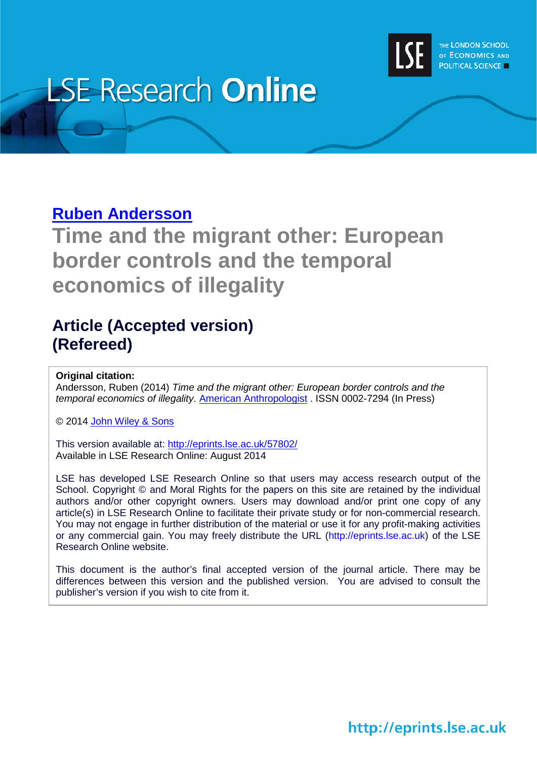LSE Research **Online**

THE LONDON SCHOOL OF ECONOMICS AND POLITICAL SCIENCE

**Ruben Andersson**

# Time and the migrant other: European border controls and the temporal economics of illegality

## Article (Accepted version) (Refereed)

**Original citation:**
Andersson, Ruben (2014) *Time and the migrant other: European border controls and the temporal economics of illegality*. American Anthropologist . ISSN 0002-7294 (In Press)

© 2014 John Wiley & Sons

This version available at: http://eprints.lse.ac.uk/57802/
Available in LSE Research Online: August 2014

LSE has developed LSE Research Online so that users may access research output of the School. Copyright © and Moral Rights for the papers on this site are retained by the individual authors and/or other copyright owners. Users may download and/or print one copy of any article(s) in LSE Research Online to facilitate their private study or for non-commercial research. You may not engage in further distribution of the material or use it for any profit-making activities or any commercial gain. You may freely distribute the URL (http://eprints.lse.ac.uk) of the LSE Research Online website.

This document is the author's final accepted version of the journal article. There may be differences between this version and the published version. You are advised to consult the publisher's version if you wish to cite from it.

http://eprints.lse.ac.uk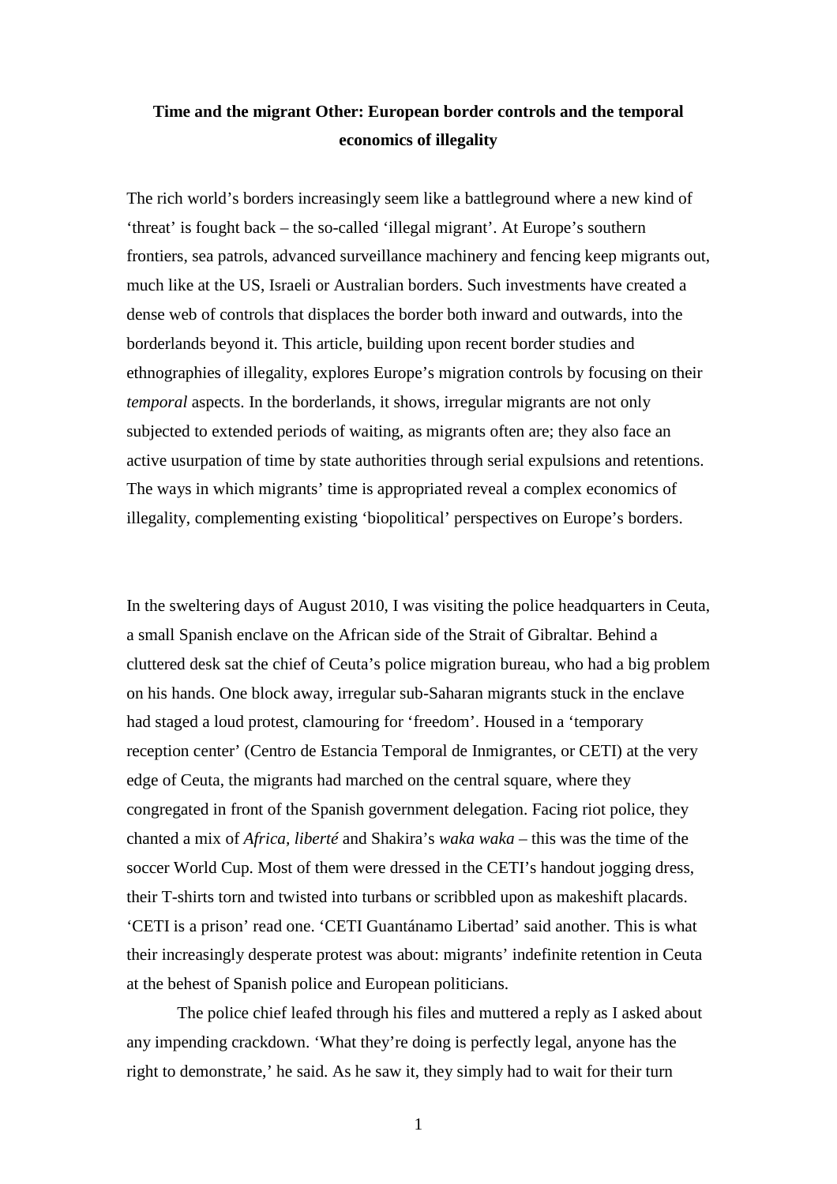**Time and the migrant Other: European border controls and the temporal economics of illegality**

The rich world's borders increasingly seem like a battleground where a new kind of 'threat' is fought back – the so-called 'illegal migrant'. At Europe's southern frontiers, sea patrols, advanced surveillance machinery and fencing keep migrants out, much like at the US, Israeli or Australian borders. Such investments have created a dense web of controls that displaces the border both inward and outwards, into the borderlands beyond it. This article, building upon recent border studies and ethnographies of illegality, explores Europe's migration controls by focusing on their *temporal* aspects. In the borderlands, it shows, irregular migrants are not only subjected to extended periods of waiting, as migrants often are; they also face an active usurpation of time by state authorities through serial expulsions and retentions. The ways in which migrants' time is appropriated reveal a complex economics of illegality, complementing existing 'biopolitical' perspectives on Europe's borders.

In the sweltering days of August 2010, I was visiting the police headquarters in Ceuta, a small Spanish enclave on the African side of the Strait of Gibraltar. Behind a cluttered desk sat the chief of Ceuta's police migration bureau, who had a big problem on his hands. One block away, irregular sub-Saharan migrants stuck in the enclave had staged a loud protest, clamouring for 'freedom'. Housed in a 'temporary reception center' (Centro de Estancia Temporal de Inmigrantes, or CETI) at the very edge of Ceuta, the migrants had marched on the central square, where they congregated in front of the Spanish government delegation. Facing riot police, they chanted a mix of *Africa, liberté* and Shakira's *waka waka* – this was the time of the soccer World Cup. Most of them were dressed in the CETI's handout jogging dress, their T-shirts torn and twisted into turbans or scribbled upon as makeshift placards. 'CETI is a prison' read one. 'CETI Guantánamo Libertad' said another. This is what their increasingly desperate protest was about: migrants' indefinite retention in Ceuta at the behest of Spanish police and European politicians.

The police chief leafed through his files and muttered a reply as I asked about any impending crackdown. 'What they're doing is perfectly legal, anyone has the right to demonstrate,' he said. As he saw it, they simply had to wait for their turn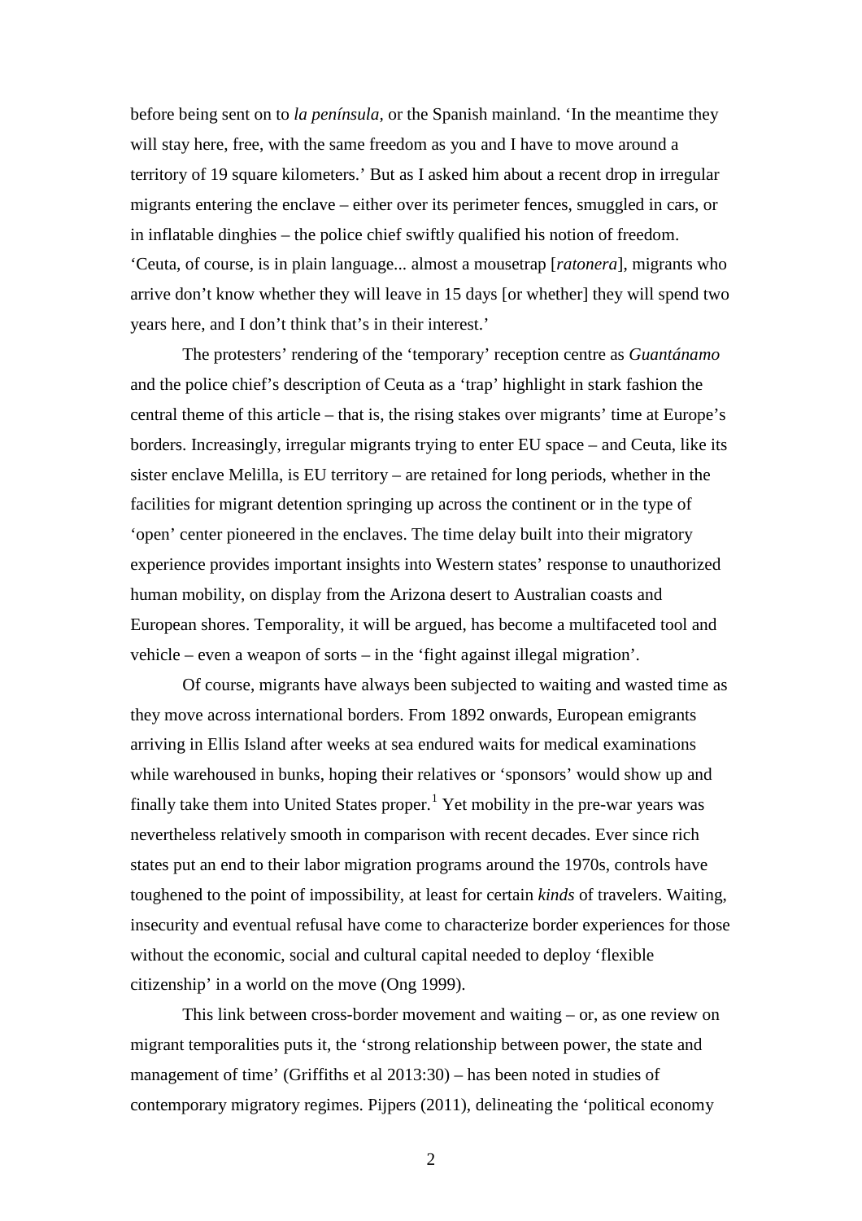before being sent on to *la península,* or the Spanish mainland. 'In the meantime they will stay here, free, with the same freedom as you and I have to move around a territory of 19 square kilometers.' But as I asked him about a recent drop in irregular migrants entering the enclave – either over its perimeter fences, smuggled in cars, or in inflatable dinghies – the police chief swiftly qualified his notion of freedom. 'Ceuta, of course, is in plain language... almost a mousetrap [*ratonera*], migrants who arrive don't know whether they will leave in 15 days [or whether] they will spend two years here, and I don't think that's in their interest.'

The protesters' rendering of the 'temporary' reception centre as *Guantánamo* and the police chief's description of Ceuta as a 'trap' highlight in stark fashion the central theme of this article – that is, the rising stakes over migrants' time at Europe's borders. Increasingly, irregular migrants trying to enter EU space – and Ceuta, like its sister enclave Melilla, is EU territory – are retained for long periods, whether in the facilities for migrant detention springing up across the continent or in the type of 'open' center pioneered in the enclaves. The time delay built into their migratory experience provides important insights into Western states' response to unauthorized human mobility, on display from the Arizona desert to Australian coasts and European shores. Temporality, it will be argued, has become a multifaceted tool and vehicle – even a weapon of sorts – in the 'fight against illegal migration'.

Of course, migrants have always been subjected to waiting and wasted time as they move across international borders. From 1892 onwards, European emigrants arriving in Ellis Island after weeks at sea endured waits for medical examinations while warehoused in bunks, hoping their relatives or 'sponsors' would show up and finally take them into United States proper.[1] Yet mobility in the pre-war years was nevertheless relatively smooth in comparison with recent decades. Ever since rich states put an end to their labor migration programs around the 1970s, controls have toughened to the point of impossibility, at least for certain *kinds* of travelers. Waiting, insecurity and eventual refusal have come to characterize border experiences for those without the economic, social and cultural capital needed to deploy 'flexible citizenship' in a world on the move (Ong 1999).

This link between cross-border movement and waiting – or, as one review on migrant temporalities puts it, the 'strong relationship between power, the state and management of time' (Griffiths et al 2013:30) – has been noted in studies of contemporary migratory regimes. Pijpers (2011), delineating the 'political economy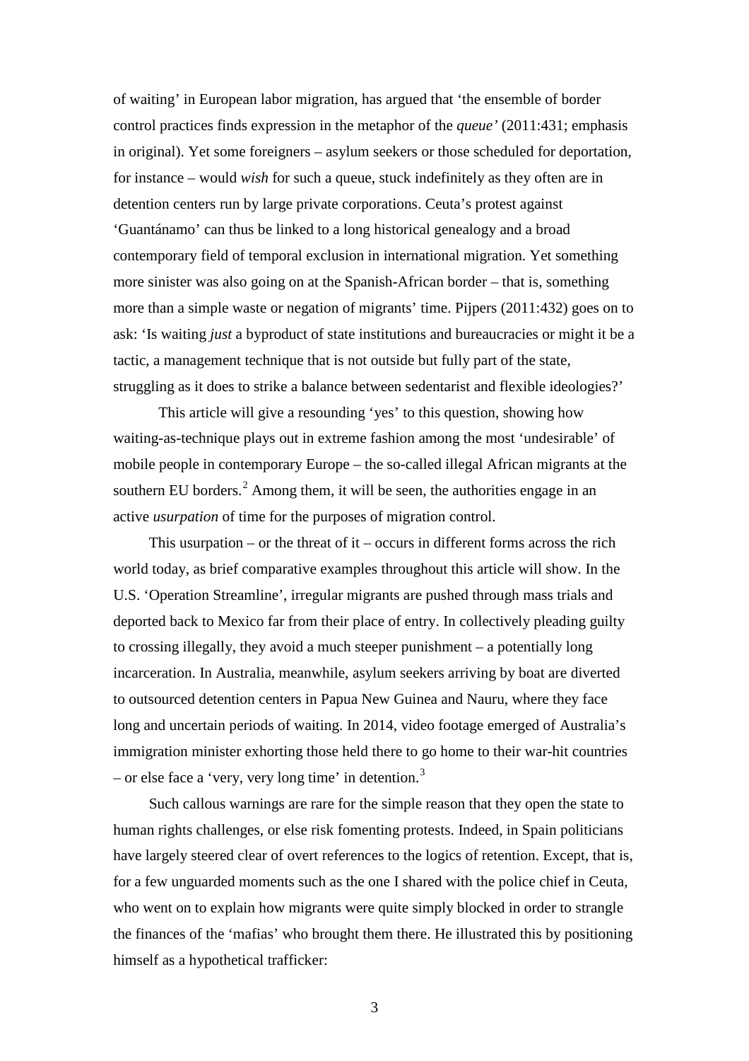of waiting' in European labor migration, has argued that 'the ensemble of border control practices finds expression in the metaphor of the *queue'* (2011:431; emphasis in original). Yet some foreigners – asylum seekers or those scheduled for deportation, for instance – would *wish* for such a queue, stuck indefinitely as they often are in detention centers run by large private corporations. Ceuta's protest against 'Guantánamo' can thus be linked to a long historical genealogy and a broad contemporary field of temporal exclusion in international migration. Yet something more sinister was also going on at the Spanish-African border – that is, something more than a simple waste or negation of migrants' time. Pijpers (2011:432) goes on to ask: 'Is waiting *just* a byproduct of state institutions and bureaucracies or might it be a tactic, a management technique that is not outside but fully part of the state, struggling as it does to strike a balance between sedentarist and flexible ideologies?'

This article will give a resounding 'yes' to this question, showing how waiting-as-technique plays out in extreme fashion among the most 'undesirable' of mobile people in contemporary Europe – the so-called illegal African migrants at the southern EU borders.[2] Among them, it will be seen, the authorities engage in an active *usurpation* of time for the purposes of migration control.

This usurpation – or the threat of it – occurs in different forms across the rich world today, as brief comparative examples throughout this article will show. In the U.S. 'Operation Streamline', irregular migrants are pushed through mass trials and deported back to Mexico far from their place of entry. In collectively pleading guilty to crossing illegally, they avoid a much steeper punishment – a potentially long incarceration. In Australia, meanwhile, asylum seekers arriving by boat are diverted to outsourced detention centers in Papua New Guinea and Nauru, where they face long and uncertain periods of waiting. In 2014, video footage emerged of Australia's immigration minister exhorting those held there to go home to their war-hit countries – or else face a 'very, very long time' in detention.[3]

Such callous warnings are rare for the simple reason that they open the state to human rights challenges, or else risk fomenting protests. Indeed, in Spain politicians have largely steered clear of overt references to the logics of retention. Except, that is, for a few unguarded moments such as the one I shared with the police chief in Ceuta, who went on to explain how migrants were quite simply blocked in order to strangle the finances of the 'mafias' who brought them there. He illustrated this by positioning himself as a hypothetical trafficker: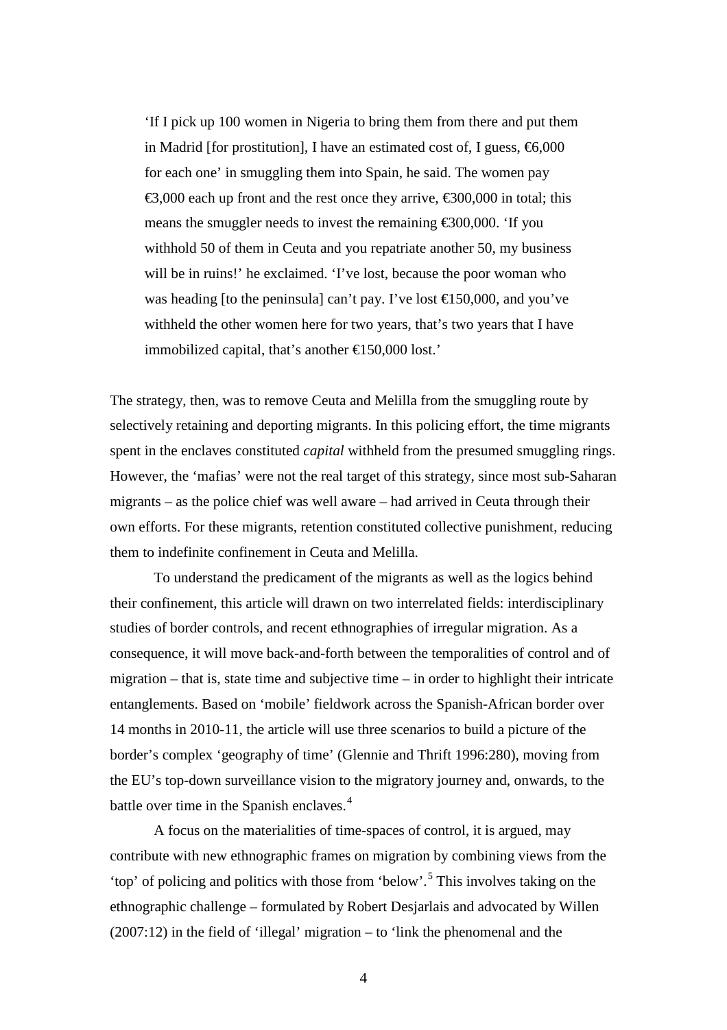> 'If I pick up 100 women in Nigeria to bring them from there and put them in Madrid [for prostitution], I have an estimated cost of, I guess, €6,000 for each one' in smuggling them into Spain, he said. The women pay €3,000 each up front and the rest once they arrive, €300,000 in total; this means the smuggler needs to invest the remaining €300,000. 'If you withhold 50 of them in Ceuta and you repatriate another 50, my business will be in ruins!' he exclaimed. 'I've lost, because the poor woman who was heading [to the peninsula] can't pay. I've lost €150,000, and you've withheld the other women here for two years, that's two years that I have immobilized capital, that's another €150,000 lost.'

The strategy, then, was to remove Ceuta and Melilla from the smuggling route by selectively retaining and deporting migrants. In this policing effort, the time migrants spent in the enclaves constituted *capital* withheld from the presumed smuggling rings. However, the 'mafias' were not the real target of this strategy, since most sub-Saharan migrants – as the police chief was well aware – had arrived in Ceuta through their own efforts. For these migrants, retention constituted collective punishment, reducing them to indefinite confinement in Ceuta and Melilla.

To understand the predicament of the migrants as well as the logics behind their confinement, this article will drawn on two interrelated fields: interdisciplinary studies of border controls, and recent ethnographies of irregular migration. As a consequence, it will move back-and-forth between the temporalities of control and of migration – that is, state time and subjective time – in order to highlight their intricate entanglements. Based on 'mobile' fieldwork across the Spanish-African border over 14 months in 2010-11, the article will use three scenarios to build a picture of the border's complex 'geography of time' (Glennie and Thrift 1996:280), moving from the EU's top-down surveillance vision to the migratory journey and, onwards, to the battle over time in the Spanish enclaves.[4]

A focus on the materialities of time-spaces of control, it is argued, may contribute with new ethnographic frames on migration by combining views from the 'top' of policing and politics with those from 'below'.[5] This involves taking on the ethnographic challenge – formulated by Robert Desjarlais and advocated by Willen (2007:12) in the field of 'illegal' migration – to 'link the phenomenal and the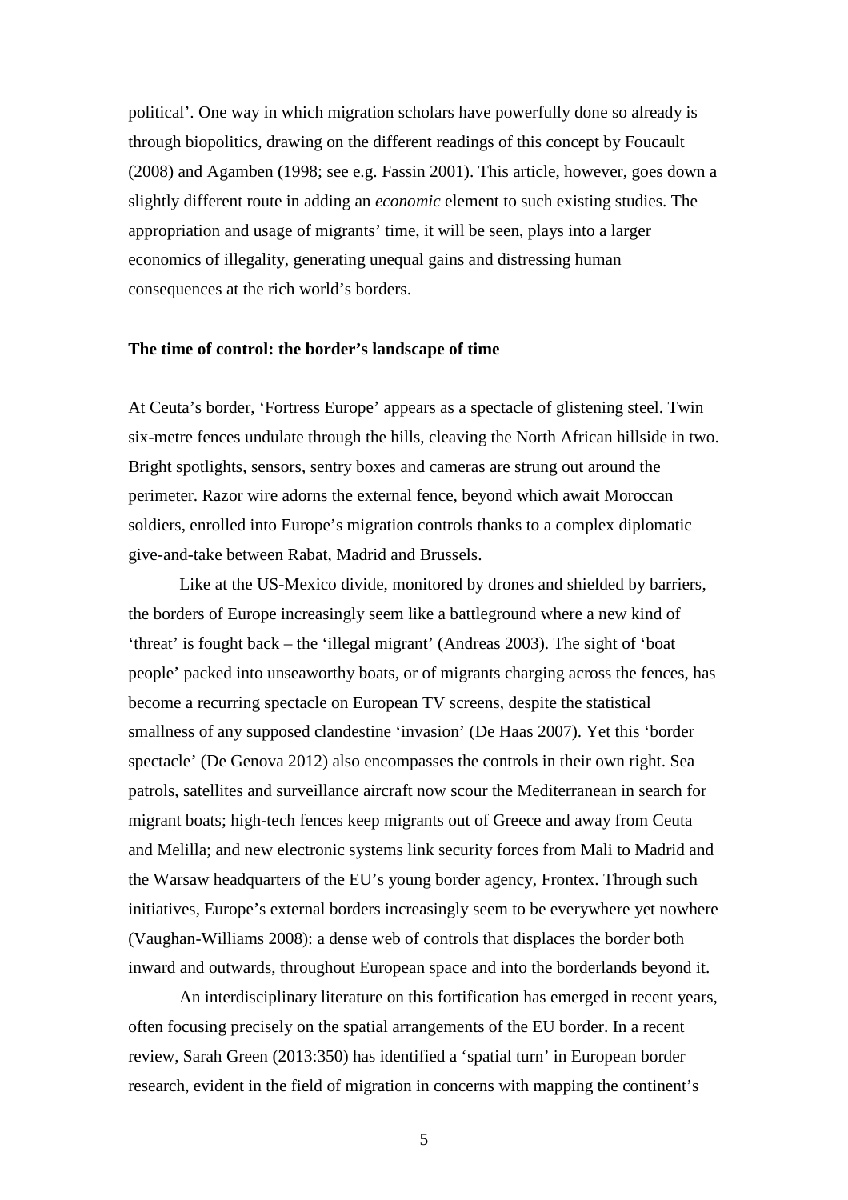political'. One way in which migration scholars have powerfully done so already is through biopolitics, drawing on the different readings of this concept by Foucault (2008) and Agamben (1998; see e.g. Fassin 2001). This article, however, goes down a slightly different route in adding an *economic* element to such existing studies. The appropriation and usage of migrants' time, it will be seen, plays into a larger economics of illegality, generating unequal gains and distressing human consequences at the rich world's borders.

**The time of control: the border's landscape of time**

At Ceuta's border, 'Fortress Europe' appears as a spectacle of glistening steel. Twin six-metre fences undulate through the hills, cleaving the North African hillside in two. Bright spotlights, sensors, sentry boxes and cameras are strung out around the perimeter. Razor wire adorns the external fence, beyond which await Moroccan soldiers, enrolled into Europe's migration controls thanks to a complex diplomatic give-and-take between Rabat, Madrid and Brussels.

Like at the US-Mexico divide, monitored by drones and shielded by barriers, the borders of Europe increasingly seem like a battleground where a new kind of 'threat' is fought back – the 'illegal migrant' (Andreas 2003). The sight of 'boat people' packed into unseaworthy boats, or of migrants charging across the fences, has become a recurring spectacle on European TV screens, despite the statistical smallness of any supposed clandestine 'invasion' (De Haas 2007). Yet this 'border spectacle' (De Genova 2012) also encompasses the controls in their own right. Sea patrols, satellites and surveillance aircraft now scour the Mediterranean in search for migrant boats; high-tech fences keep migrants out of Greece and away from Ceuta and Melilla; and new electronic systems link security forces from Mali to Madrid and the Warsaw headquarters of the EU's young border agency, Frontex. Through such initiatives, Europe's external borders increasingly seem to be everywhere yet nowhere (Vaughan-Williams 2008): a dense web of controls that displaces the border both inward and outwards, throughout European space and into the borderlands beyond it.

An interdisciplinary literature on this fortification has emerged in recent years, often focusing precisely on the spatial arrangements of the EU border. In a recent review, Sarah Green (2013:350) has identified a 'spatial turn' in European border research, evident in the field of migration in concerns with mapping the continent's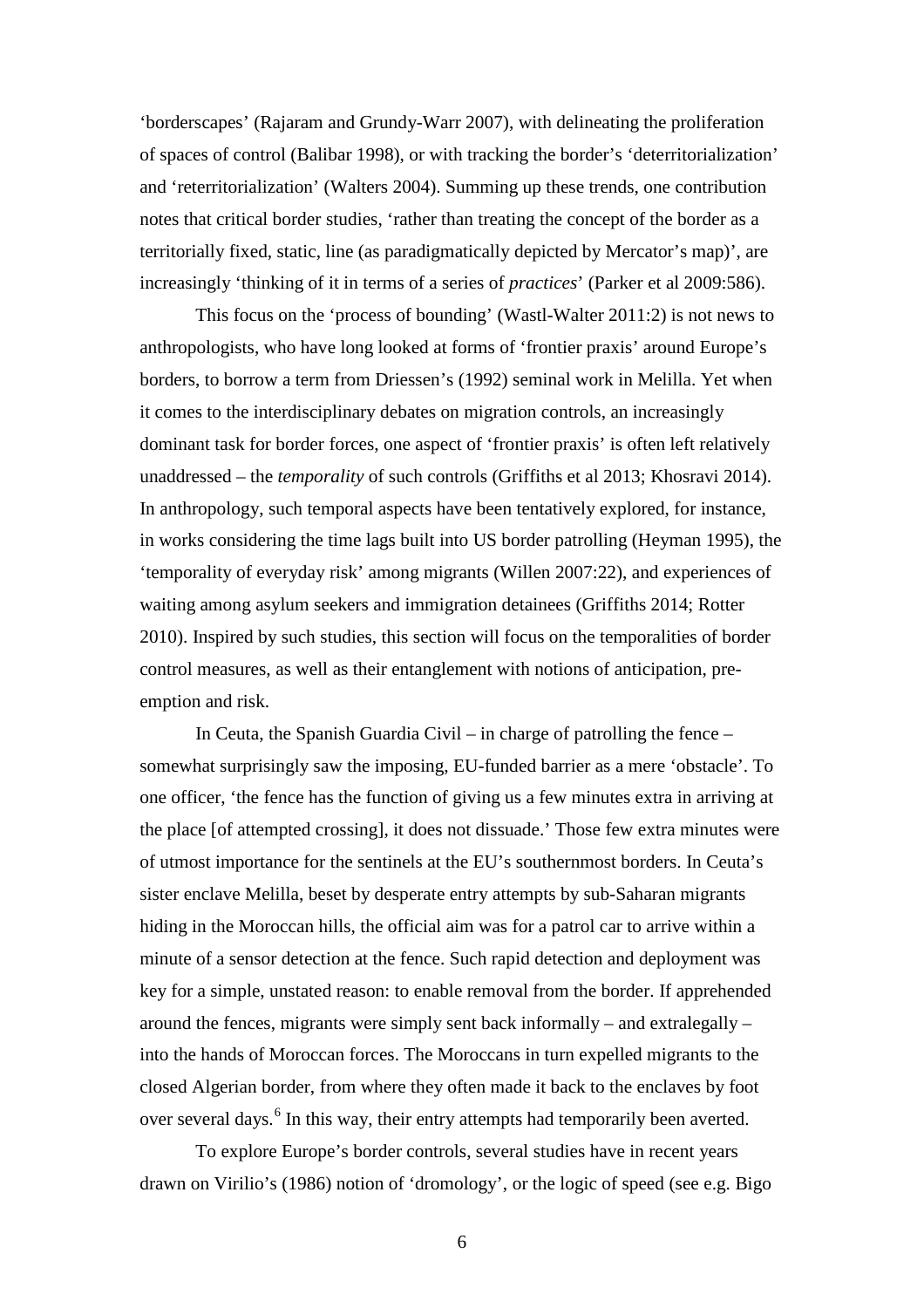'borderscapes' (Rajaram and Grundy-Warr 2007), with delineating the proliferation of spaces of control (Balibar 1998), or with tracking the border's 'deterritorialization' and 'reterritorialization' (Walters 2004). Summing up these trends, one contribution notes that critical border studies, 'rather than treating the concept of the border as a territorially fixed, static, line (as paradigmatically depicted by Mercator's map)', are increasingly 'thinking of it in terms of a series of *practices*' (Parker et al 2009:586).

This focus on the 'process of bounding' (Wastl-Walter 2011:2) is not news to anthropologists, who have long looked at forms of 'frontier praxis' around Europe's borders, to borrow a term from Driessen's (1992) seminal work in Melilla. Yet when it comes to the interdisciplinary debates on migration controls, an increasingly dominant task for border forces, one aspect of 'frontier praxis' is often left relatively unaddressed – the *temporality* of such controls (Griffiths et al 2013; Khosravi 2014). In anthropology, such temporal aspects have been tentatively explored, for instance, in works considering the time lags built into US border patrolling (Heyman 1995), the 'temporality of everyday risk' among migrants (Willen 2007:22), and experiences of waiting among asylum seekers and immigration detainees (Griffiths 2014; Rotter 2010). Inspired by such studies, this section will focus on the temporalities of border control measures, as well as their entanglement with notions of anticipation, pre-emption and risk.

In Ceuta, the Spanish Guardia Civil – in charge of patrolling the fence – somewhat surprisingly saw the imposing, EU-funded barrier as a mere 'obstacle'. To one officer, 'the fence has the function of giving us a few minutes extra in arriving at the place [of attempted crossing], it does not dissuade.' Those few extra minutes were of utmost importance for the sentinels at the EU's southernmost borders. In Ceuta's sister enclave Melilla, beset by desperate entry attempts by sub-Saharan migrants hiding in the Moroccan hills, the official aim was for a patrol car to arrive within a minute of a sensor detection at the fence. Such rapid detection and deployment was key for a simple, unstated reason: to enable removal from the border. If apprehended around the fences, migrants were simply sent back informally – and extralegally – into the hands of Moroccan forces. The Moroccans in turn expelled migrants to the closed Algerian border, from where they often made it back to the enclaves by foot over several days.[6] In this way, their entry attempts had temporarily been averted.

To explore Europe's border controls, several studies have in recent years drawn on Virilio's (1986) notion of 'dromology', or the logic of speed (see e.g. Bigo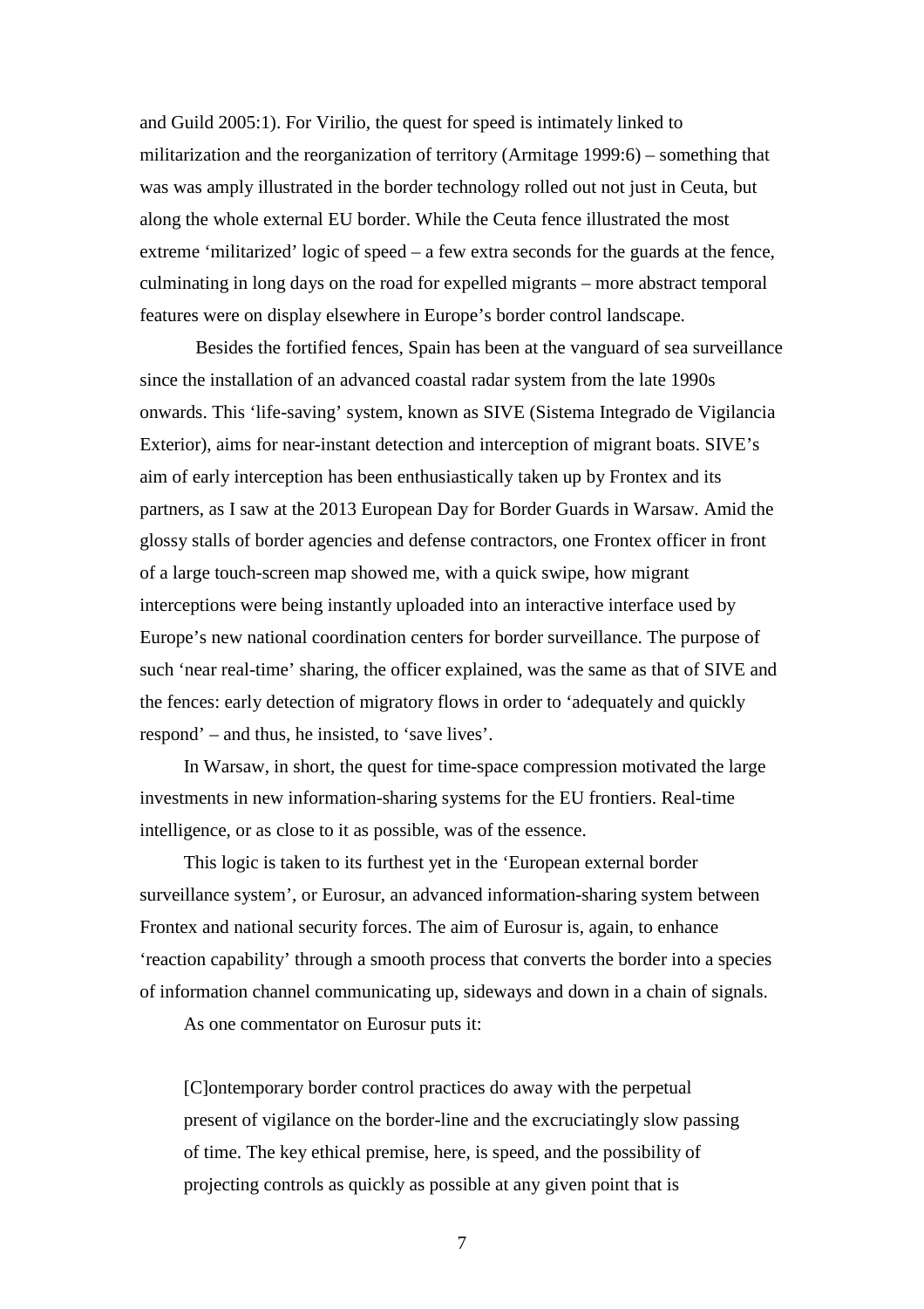and Guild 2005:1). For Virilio, the quest for speed is intimately linked to militarization and the reorganization of territory (Armitage 1999:6) – something that was was amply illustrated in the border technology rolled out not just in Ceuta, but along the whole external EU border. While the Ceuta fence illustrated the most extreme 'militarized' logic of speed – a few extra seconds for the guards at the fence, culminating in long days on the road for expelled migrants – more abstract temporal features were on display elsewhere in Europe's border control landscape.

Besides the fortified fences, Spain has been at the vanguard of sea surveillance since the installation of an advanced coastal radar system from the late 1990s onwards. This 'life-saving' system, known as SIVE (Sistema Integrado de Vigilancia Exterior), aims for near-instant detection and interception of migrant boats. SIVE's aim of early interception has been enthusiastically taken up by Frontex and its partners, as I saw at the 2013 European Day for Border Guards in Warsaw. Amid the glossy stalls of border agencies and defense contractors, one Frontex officer in front of a large touch-screen map showed me, with a quick swipe, how migrant interceptions were being instantly uploaded into an interactive interface used by Europe's new national coordination centers for border surveillance. The purpose of such 'near real-time' sharing, the officer explained, was the same as that of SIVE and the fences: early detection of migratory flows in order to 'adequately and quickly respond' – and thus, he insisted, to 'save lives'.

In Warsaw, in short, the quest for time-space compression motivated the large investments in new information-sharing systems for the EU frontiers. Real-time intelligence, or as close to it as possible, was of the essence.

This logic is taken to its furthest yet in the 'European external border surveillance system', or Eurosur, an advanced information-sharing system between Frontex and national security forces. The aim of Eurosur is, again, to enhance 'reaction capability' through a smooth process that converts the border into a species of information channel communicating up, sideways and down in a chain of signals.

As one commentator on Eurosur puts it:

> [C]ontemporary border control practices do away with the perpetual present of vigilance on the border-line and the excruciatingly slow passing of time. The key ethical premise, here, is speed, and the possibility of projecting controls as quickly as possible at any given point that is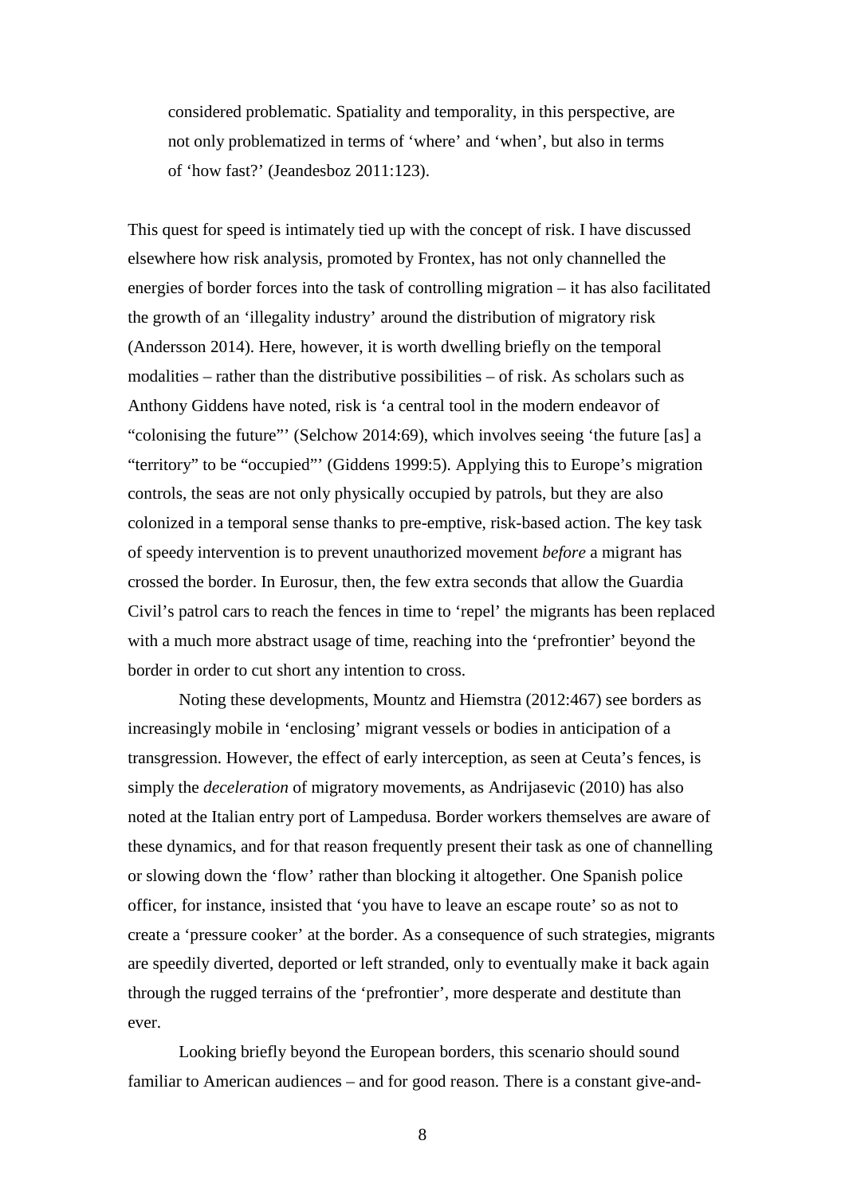> considered problematic. Spatiality and temporality, in this perspective, are not only problematized in terms of 'where' and 'when', but also in terms of 'how fast?' (Jeandesboz 2011:123).

This quest for speed is intimately tied up with the concept of risk. I have discussed elsewhere how risk analysis, promoted by Frontex, has not only channelled the energies of border forces into the task of controlling migration – it has also facilitated the growth of an 'illegality industry' around the distribution of migratory risk (Andersson 2014). Here, however, it is worth dwelling briefly on the temporal modalities – rather than the distributive possibilities – of risk. As scholars such as Anthony Giddens have noted, risk is 'a central tool in the modern endeavor of "colonising the future"' (Selchow 2014:69), which involves seeing 'the future [as] a "territory" to be "occupied"' (Giddens 1999:5). Applying this to Europe's migration controls, the seas are not only physically occupied by patrols, but they are also colonized in a temporal sense thanks to pre-emptive, risk-based action. The key task of speedy intervention is to prevent unauthorized movement *before* a migrant has crossed the border. In Eurosur, then, the few extra seconds that allow the Guardia Civil's patrol cars to reach the fences in time to 'repel' the migrants has been replaced with a much more abstract usage of time, reaching into the 'prefrontier' beyond the border in order to cut short any intention to cross.

Noting these developments, Mountz and Hiemstra (2012:467) see borders as increasingly mobile in 'enclosing' migrant vessels or bodies in anticipation of a transgression. However, the effect of early interception, as seen at Ceuta's fences, is simply the *deceleration* of migratory movements, as Andrijasevic (2010) has also noted at the Italian entry port of Lampedusa. Border workers themselves are aware of these dynamics, and for that reason frequently present their task as one of channelling or slowing down the 'flow' rather than blocking it altogether. One Spanish police officer, for instance, insisted that 'you have to leave an escape route' so as not to create a 'pressure cooker' at the border. As a consequence of such strategies, migrants are speedily diverted, deported or left stranded, only to eventually make it back again through the rugged terrains of the 'prefrontier', more desperate and destitute than ever.

Looking briefly beyond the European borders, this scenario should sound familiar to American audiences – and for good reason. There is a constant give-and-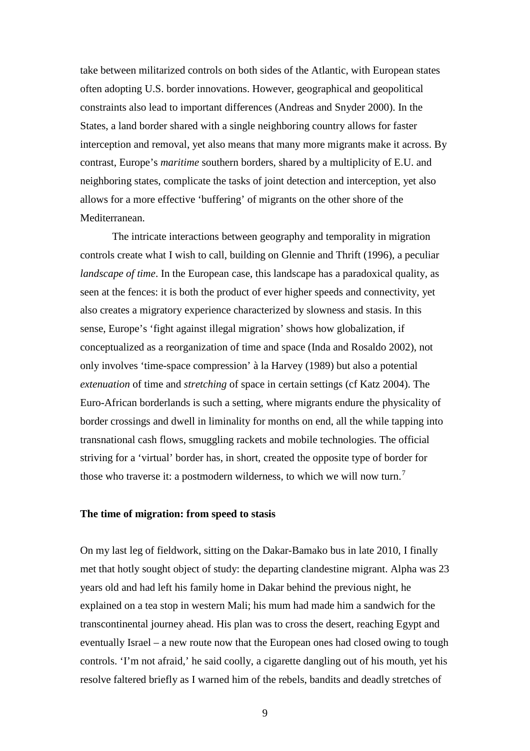take between militarized controls on both sides of the Atlantic, with European states often adopting U.S. border innovations. However, geographical and geopolitical constraints also lead to important differences (Andreas and Snyder 2000). In the States, a land border shared with a single neighboring country allows for faster interception and removal, yet also means that many more migrants make it across. By contrast, Europe's *maritime* southern borders, shared by a multiplicity of E.U. and neighboring states, complicate the tasks of joint detection and interception, yet also allows for a more effective 'buffering' of migrants on the other shore of the Mediterranean.

The intricate interactions between geography and temporality in migration controls create what I wish to call, building on Glennie and Thrift (1996), a peculiar *landscape of time*. In the European case, this landscape has a paradoxical quality, as seen at the fences: it is both the product of ever higher speeds and connectivity, yet also creates a migratory experience characterized by slowness and stasis. In this sense, Europe's 'fight against illegal migration' shows how globalization, if conceptualized as a reorganization of time and space (Inda and Rosaldo 2002), not only involves 'time-space compression' à la Harvey (1989) but also a potential *extenuation* of time and *stretching* of space in certain settings (cf Katz 2004). The Euro-African borderlands is such a setting, where migrants endure the physicality of border crossings and dwell in liminality for months on end, all the while tapping into transnational cash flows, smuggling rackets and mobile technologies. The official striving for a 'virtual' border has, in short, created the opposite type of border for those who traverse it: a postmodern wilderness, to which we will now turn.[7]

## The time of migration: from speed to stasis

On my last leg of fieldwork, sitting on the Dakar-Bamako bus in late 2010, I finally met that hotly sought object of study: the departing clandestine migrant. Alpha was 23 years old and had left his family home in Dakar behind the previous night, he explained on a tea stop in western Mali; his mum had made him a sandwich for the transcontinental journey ahead. His plan was to cross the desert, reaching Egypt and eventually Israel – a new route now that the European ones had closed owing to tough controls. 'I'm not afraid,' he said coolly, a cigarette dangling out of his mouth, yet his resolve faltered briefly as I warned him of the rebels, bandits and deadly stretches of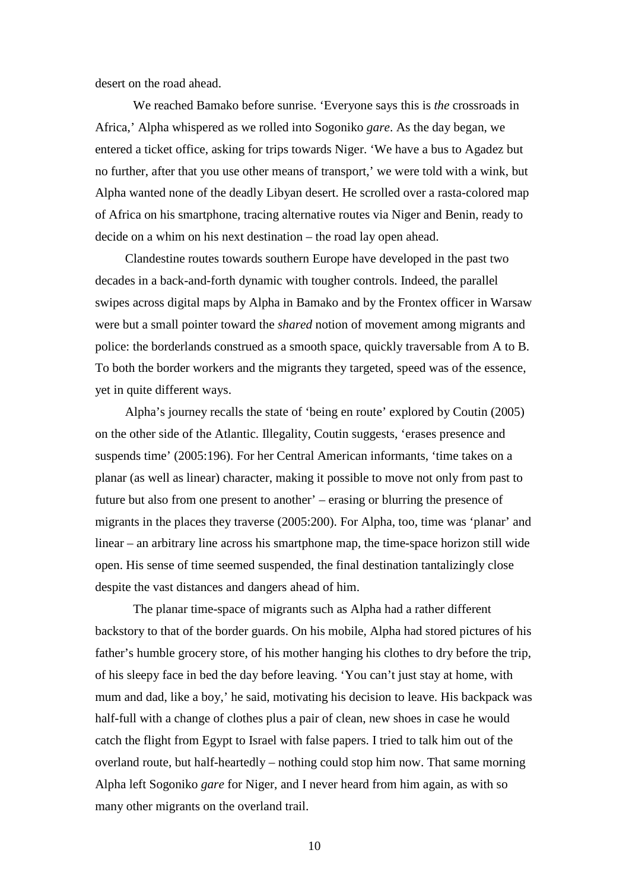desert on the road ahead.

We reached Bamako before sunrise. 'Everyone says this is *the* crossroads in Africa,' Alpha whispered as we rolled into Sogoniko *gare*. As the day began, we entered a ticket office, asking for trips towards Niger. 'We have a bus to Agadez but no further, after that you use other means of transport,' we were told with a wink, but Alpha wanted none of the deadly Libyan desert. He scrolled over a rasta-colored map of Africa on his smartphone, tracing alternative routes via Niger and Benin, ready to decide on a whim on his next destination – the road lay open ahead.

Clandestine routes towards southern Europe have developed in the past two decades in a back-and-forth dynamic with tougher controls. Indeed, the parallel swipes across digital maps by Alpha in Bamako and by the Frontex officer in Warsaw were but a small pointer toward the *shared* notion of movement among migrants and police: the borderlands construed as a smooth space, quickly traversable from A to B. To both the border workers and the migrants they targeted, speed was of the essence, yet in quite different ways.

Alpha's journey recalls the state of 'being en route' explored by Coutin (2005) on the other side of the Atlantic. Illegality, Coutin suggests, 'erases presence and suspends time' (2005:196). For her Central American informants, 'time takes on a planar (as well as linear) character, making it possible to move not only from past to future but also from one present to another' – erasing or blurring the presence of migrants in the places they traverse (2005:200). For Alpha, too, time was 'planar' and linear – an arbitrary line across his smartphone map, the time-space horizon still wide open. His sense of time seemed suspended, the final destination tantalizingly close despite the vast distances and dangers ahead of him.

The planar time-space of migrants such as Alpha had a rather different backstory to that of the border guards. On his mobile, Alpha had stored pictures of his father's humble grocery store, of his mother hanging his clothes to dry before the trip, of his sleepy face in bed the day before leaving. 'You can't just stay at home, with mum and dad, like a boy,' he said, motivating his decision to leave. His backpack was half-full with a change of clothes plus a pair of clean, new shoes in case he would catch the flight from Egypt to Israel with false papers. I tried to talk him out of the overland route, but half-heartedly – nothing could stop him now. That same morning Alpha left Sogoniko *gare* for Niger, and I never heard from him again, as with so many other migrants on the overland trail.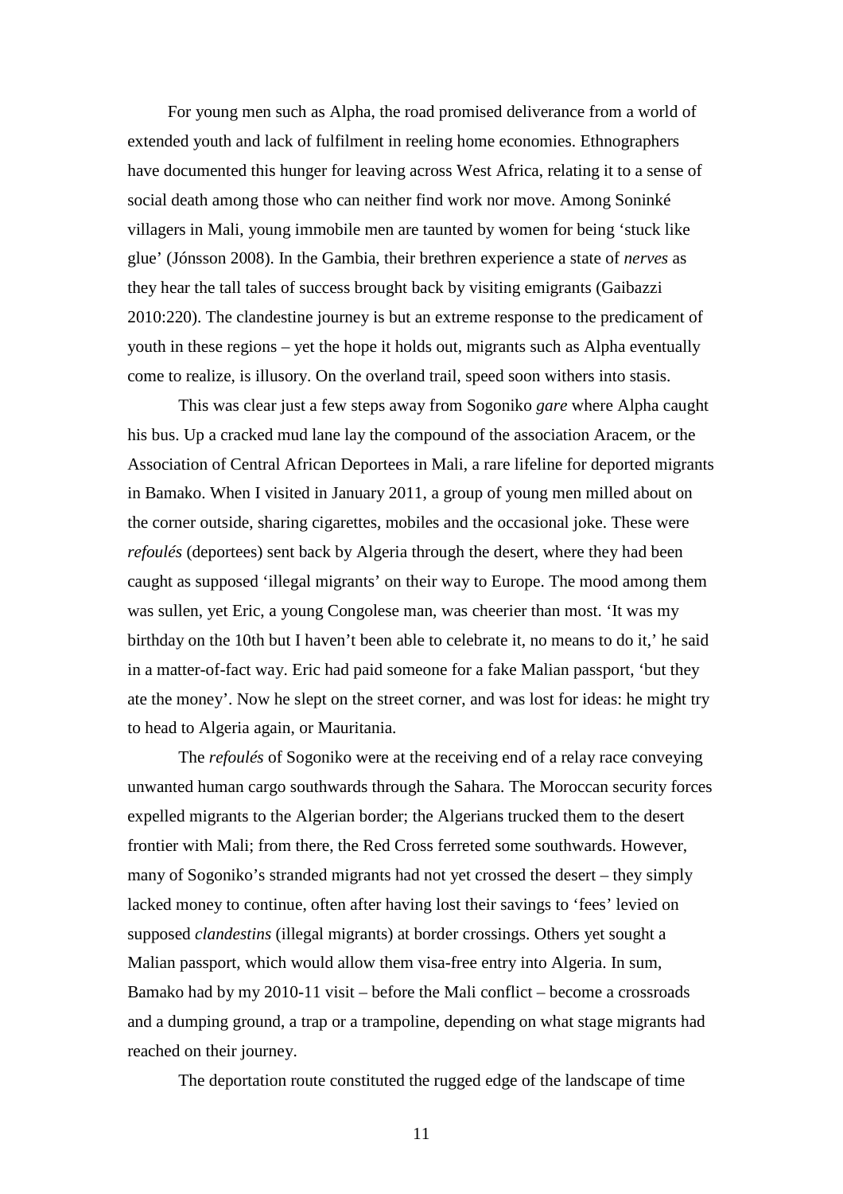For young men such as Alpha, the road promised deliverance from a world of extended youth and lack of fulfilment in reeling home economies. Ethnographers have documented this hunger for leaving across West Africa, relating it to a sense of social death among those who can neither find work nor move. Among Soninké villagers in Mali, young immobile men are taunted by women for being 'stuck like glue' (Jónsson 2008). In the Gambia, their brethren experience a state of *nerves* as they hear the tall tales of success brought back by visiting emigrants (Gaibazzi 2010:220). The clandestine journey is but an extreme response to the predicament of youth in these regions – yet the hope it holds out, migrants such as Alpha eventually come to realize, is illusory. On the overland trail, speed soon withers into stasis.

This was clear just a few steps away from Sogoniko *gare* where Alpha caught his bus. Up a cracked mud lane lay the compound of the association Aracem, or the Association of Central African Deportees in Mali, a rare lifeline for deported migrants in Bamako. When I visited in January 2011, a group of young men milled about on the corner outside, sharing cigarettes, mobiles and the occasional joke. These were *refoulés* (deportees) sent back by Algeria through the desert, where they had been caught as supposed 'illegal migrants' on their way to Europe. The mood among them was sullen, yet Eric, a young Congolese man, was cheerier than most. 'It was my birthday on the 10th but I haven't been able to celebrate it, no means to do it,' he said in a matter-of-fact way. Eric had paid someone for a fake Malian passport, 'but they ate the money'. Now he slept on the street corner, and was lost for ideas: he might try to head to Algeria again, or Mauritania.

The *refoulés* of Sogoniko were at the receiving end of a relay race conveying unwanted human cargo southwards through the Sahara. The Moroccan security forces expelled migrants to the Algerian border; the Algerians trucked them to the desert frontier with Mali; from there, the Red Cross ferreted some southwards. However, many of Sogoniko's stranded migrants had not yet crossed the desert – they simply lacked money to continue, often after having lost their savings to 'fees' levied on supposed *clandestins* (illegal migrants) at border crossings. Others yet sought a Malian passport, which would allow them visa-free entry into Algeria. In sum, Bamako had by my 2010-11 visit – before the Mali conflict – become a crossroads and a dumping ground, a trap or a trampoline, depending on what stage migrants had reached on their journey.

The deportation route constituted the rugged edge of the landscape of time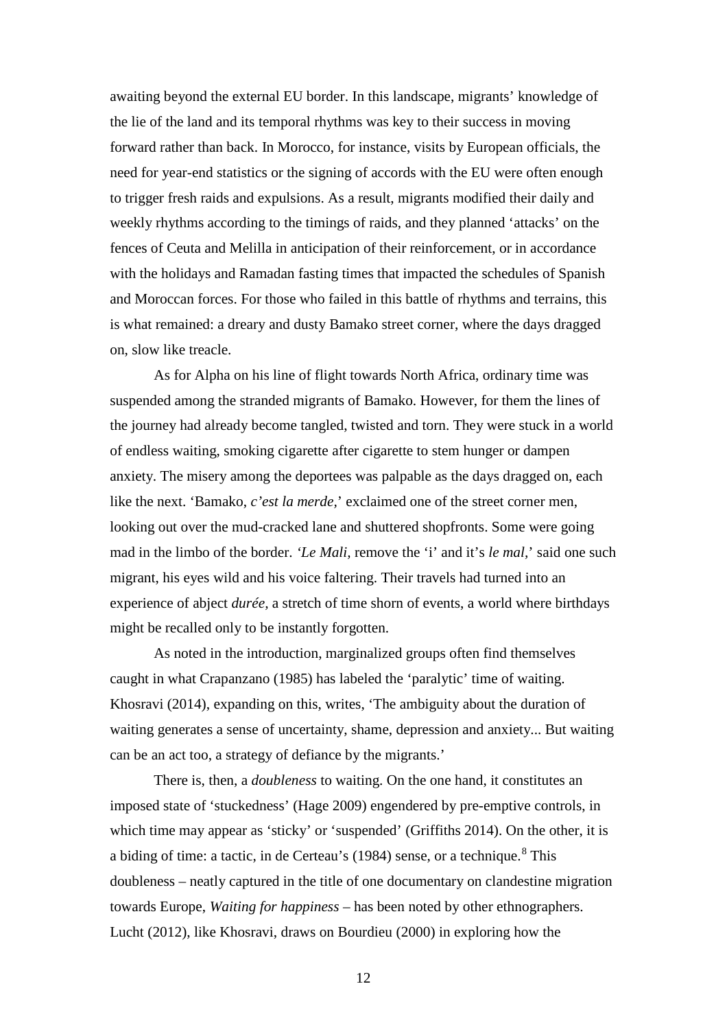awaiting beyond the external EU border. In this landscape, migrants' knowledge of the lie of the land and its temporal rhythms was key to their success in moving forward rather than back. In Morocco, for instance, visits by European officials, the need for year-end statistics or the signing of accords with the EU were often enough to trigger fresh raids and expulsions. As a result, migrants modified their daily and weekly rhythms according to the timings of raids, and they planned 'attacks' on the fences of Ceuta and Melilla in anticipation of their reinforcement, or in accordance with the holidays and Ramadan fasting times that impacted the schedules of Spanish and Moroccan forces. For those who failed in this battle of rhythms and terrains, this is what remained: a dreary and dusty Bamako street corner, where the days dragged on, slow like treacle.

As for Alpha on his line of flight towards North Africa, ordinary time was suspended among the stranded migrants of Bamako. However, for them the lines of the journey had already become tangled, twisted and torn. They were stuck in a world of endless waiting, smoking cigarette after cigarette to stem hunger or dampen anxiety. The misery among the deportees was palpable as the days dragged on, each like the next. 'Bamako, *c'est la merde*,' exclaimed one of the street corner men, looking out over the mud-cracked lane and shuttered shopfronts. Some were going mad in the limbo of the border. *'Le Mali*, remove the 'i' and it's *le mal*,' said one such migrant, his eyes wild and his voice faltering. Their travels had turned into an experience of abject *durée*, a stretch of time shorn of events, a world where birthdays might be recalled only to be instantly forgotten.

As noted in the introduction, marginalized groups often find themselves caught in what Crapanzano (1985) has labeled the 'paralytic' time of waiting. Khosravi (2014), expanding on this, writes, 'The ambiguity about the duration of waiting generates a sense of uncertainty, shame, depression and anxiety... But waiting can be an act too, a strategy of defiance by the migrants.'

There is, then, a *doubleness* to waiting. On the one hand, it constitutes an imposed state of 'stuckedness' (Hage 2009) engendered by pre-emptive controls, in which time may appear as 'sticky' or 'suspended' (Griffiths 2014). On the other, it is a biding of time: a tactic, in de Certeau's (1984) sense, or a technique.[8] This doubleness – neatly captured in the title of one documentary on clandestine migration towards Europe, *Waiting for happiness* – has been noted by other ethnographers. Lucht (2012), like Khosravi, draws on Bourdieu (2000) in exploring how the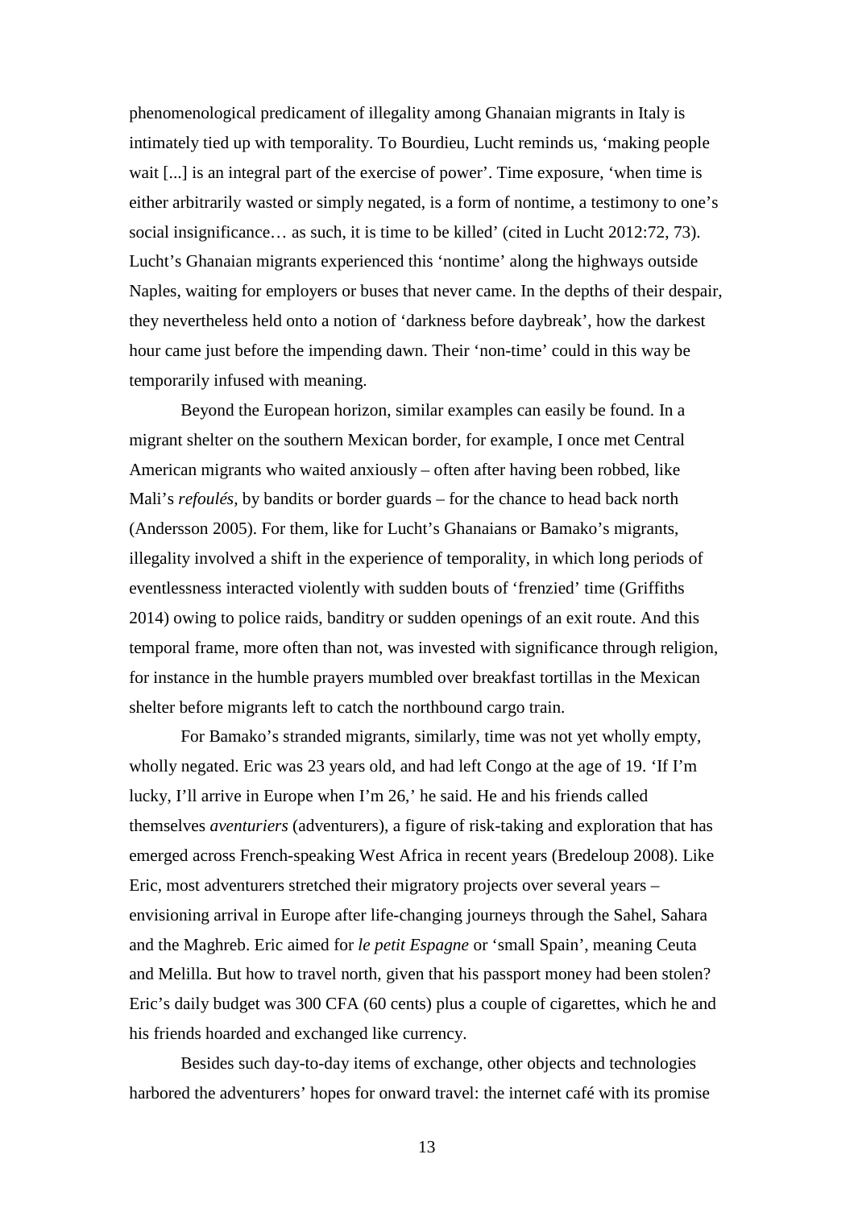phenomenological predicament of illegality among Ghanaian migrants in Italy is intimately tied up with temporality. To Bourdieu, Lucht reminds us, 'making people wait [...] is an integral part of the exercise of power'. Time exposure, 'when time is either arbitrarily wasted or simply negated, is a form of nontime, a testimony to one's social insignificance… as such, it is time to be killed' (cited in Lucht 2012:72, 73). Lucht's Ghanaian migrants experienced this 'nontime' along the highways outside Naples, waiting for employers or buses that never came. In the depths of their despair, they nevertheless held onto a notion of 'darkness before daybreak', how the darkest hour came just before the impending dawn. Their 'non-time' could in this way be temporarily infused with meaning.

Beyond the European horizon, similar examples can easily be found. In a migrant shelter on the southern Mexican border, for example, I once met Central American migrants who waited anxiously – often after having been robbed, like Mali's *refoulés*, by bandits or border guards – for the chance to head back north (Andersson 2005). For them, like for Lucht's Ghanaians or Bamako's migrants, illegality involved a shift in the experience of temporality, in which long periods of eventlessness interacted violently with sudden bouts of 'frenzied' time (Griffiths 2014) owing to police raids, banditry or sudden openings of an exit route. And this temporal frame, more often than not, was invested with significance through religion, for instance in the humble prayers mumbled over breakfast tortillas in the Mexican shelter before migrants left to catch the northbound cargo train.

For Bamako's stranded migrants, similarly, time was not yet wholly empty, wholly negated. Eric was 23 years old, and had left Congo at the age of 19. 'If I'm lucky, I'll arrive in Europe when I'm 26,' he said. He and his friends called themselves *aventuriers* (adventurers), a figure of risk-taking and exploration that has emerged across French-speaking West Africa in recent years (Bredeloup 2008). Like Eric, most adventurers stretched their migratory projects over several years – envisioning arrival in Europe after life-changing journeys through the Sahel, Sahara and the Maghreb. Eric aimed for *le petit Espagne* or 'small Spain', meaning Ceuta and Melilla. But how to travel north, given that his passport money had been stolen? Eric's daily budget was 300 CFA (60 cents) plus a couple of cigarettes, which he and his friends hoarded and exchanged like currency.

Besides such day-to-day items of exchange, other objects and technologies harbored the adventurers' hopes for onward travel: the internet café with its promise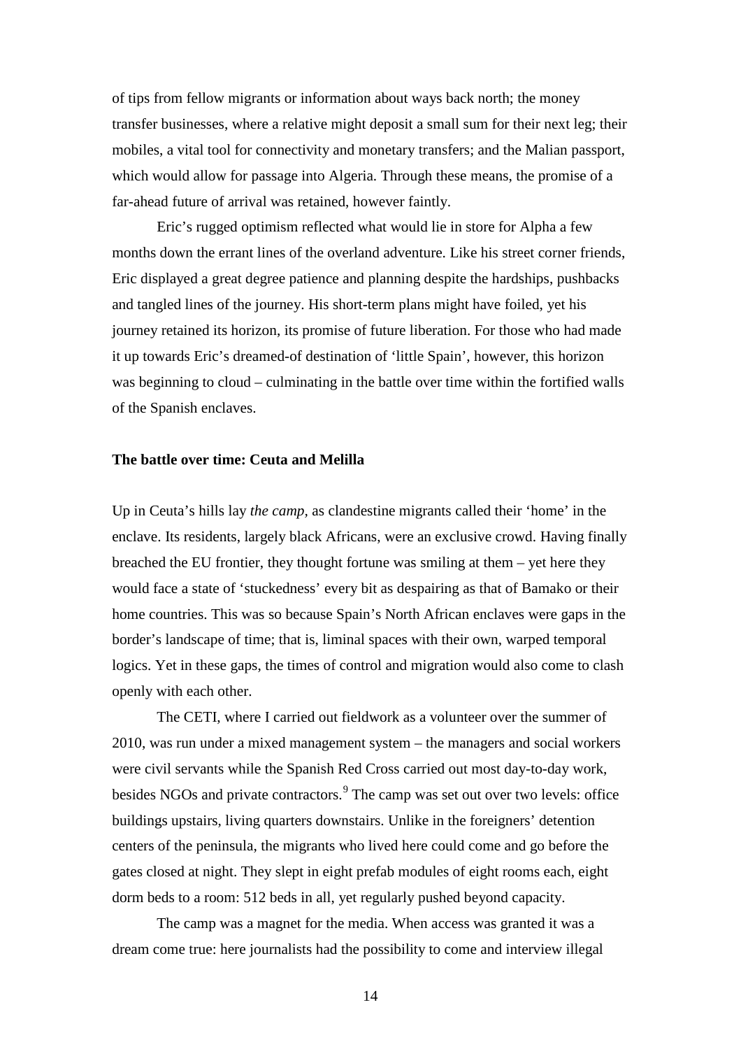of tips from fellow migrants or information about ways back north; the money transfer businesses, where a relative might deposit a small sum for their next leg; their mobiles, a vital tool for connectivity and monetary transfers; and the Malian passport, which would allow for passage into Algeria. Through these means, the promise of a far-ahead future of arrival was retained, however faintly.

Eric's rugged optimism reflected what would lie in store for Alpha a few months down the errant lines of the overland adventure. Like his street corner friends, Eric displayed a great degree patience and planning despite the hardships, pushbacks and tangled lines of the journey. His short-term plans might have foiled, yet his journey retained its horizon, its promise of future liberation. For those who had made it up towards Eric's dreamed-of destination of 'little Spain', however, this horizon was beginning to cloud – culminating in the battle over time within the fortified walls of the Spanish enclaves.

## The battle over time: Ceuta and Melilla

Up in Ceuta's hills lay *the camp*, as clandestine migrants called their 'home' in the enclave. Its residents, largely black Africans, were an exclusive crowd. Having finally breached the EU frontier, they thought fortune was smiling at them – yet here they would face a state of 'stuckedness' every bit as despairing as that of Bamako or their home countries. This was so because Spain's North African enclaves were gaps in the border's landscape of time; that is, liminal spaces with their own, warped temporal logics. Yet in these gaps, the times of control and migration would also come to clash openly with each other.

The CETI, where I carried out fieldwork as a volunteer over the summer of 2010, was run under a mixed management system – the managers and social workers were civil servants while the Spanish Red Cross carried out most day-to-day work, besides NGOs and private contractors.[9] The camp was set out over two levels: office buildings upstairs, living quarters downstairs. Unlike in the foreigners' detention centers of the peninsula, the migrants who lived here could come and go before the gates closed at night. They slept in eight prefab modules of eight rooms each, eight dorm beds to a room: 512 beds in all, yet regularly pushed beyond capacity.

The camp was a magnet for the media. When access was granted it was a dream come true: here journalists had the possibility to come and interview illegal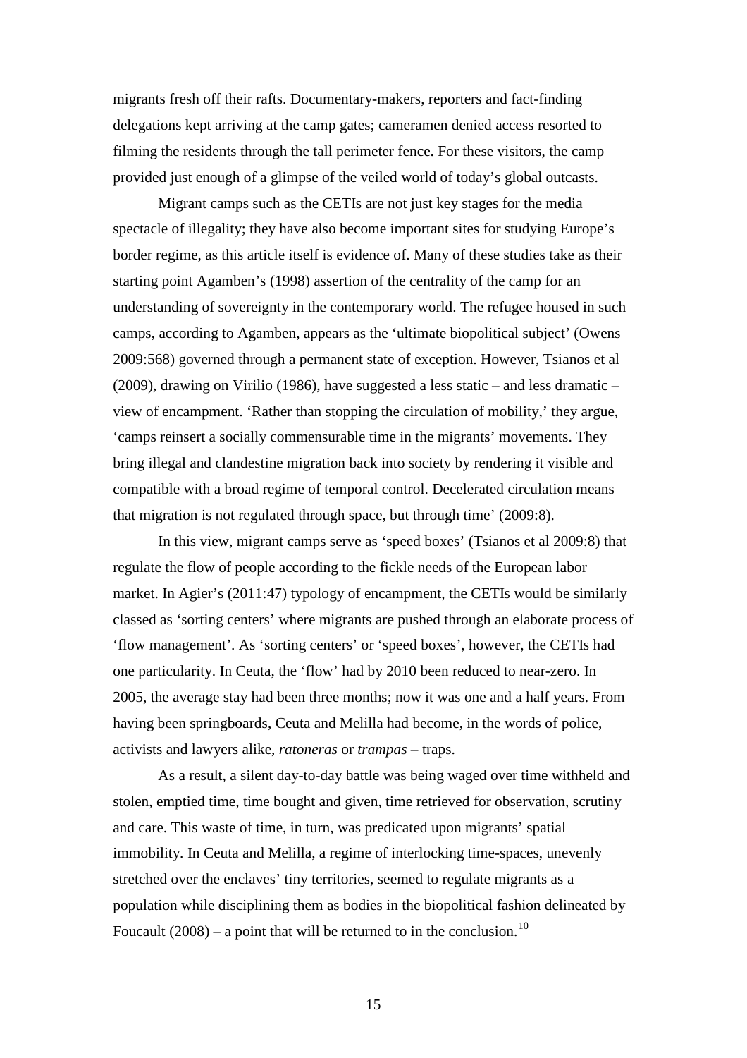migrants fresh off their rafts. Documentary-makers, reporters and fact-finding delegations kept arriving at the camp gates; cameramen denied access resorted to filming the residents through the tall perimeter fence. For these visitors, the camp provided just enough of a glimpse of the veiled world of today's global outcasts.

Migrant camps such as the CETIs are not just key stages for the media spectacle of illegality; they have also become important sites for studying Europe's border regime, as this article itself is evidence of. Many of these studies take as their starting point Agamben's (1998) assertion of the centrality of the camp for an understanding of sovereignty in the contemporary world. The refugee housed in such camps, according to Agamben, appears as the 'ultimate biopolitical subject' (Owens 2009:568) governed through a permanent state of exception. However, Tsianos et al (2009), drawing on Virilio (1986), have suggested a less static – and less dramatic – view of encampment. 'Rather than stopping the circulation of mobility,' they argue, 'camps reinsert a socially commensurable time in the migrants' movements. They bring illegal and clandestine migration back into society by rendering it visible and compatible with a broad regime of temporal control. Decelerated circulation means that migration is not regulated through space, but through time' (2009:8).

In this view, migrant camps serve as 'speed boxes' (Tsianos et al 2009:8) that regulate the flow of people according to the fickle needs of the European labor market. In Agier's (2011:47) typology of encampment, the CETIs would be similarly classed as 'sorting centers' where migrants are pushed through an elaborate process of 'flow management'. As 'sorting centers' or 'speed boxes', however, the CETIs had one particularity. In Ceuta, the 'flow' had by 2010 been reduced to near-zero. In 2005, the average stay had been three months; now it was one and a half years. From having been springboards, Ceuta and Melilla had become, in the words of police, activists and lawyers alike, *ratoneras* or *trampas* – traps.

As a result, a silent day-to-day battle was being waged over time withheld and stolen, emptied time, time bought and given, time retrieved for observation, scrutiny and care. This waste of time, in turn, was predicated upon migrants' spatial immobility. In Ceuta and Melilla, a regime of interlocking time-spaces, unevenly stretched over the enclaves' tiny territories, seemed to regulate migrants as a population while disciplining them as bodies in the biopolitical fashion delineated by Foucault (2008) – a point that will be returned to in the conclusion.[10]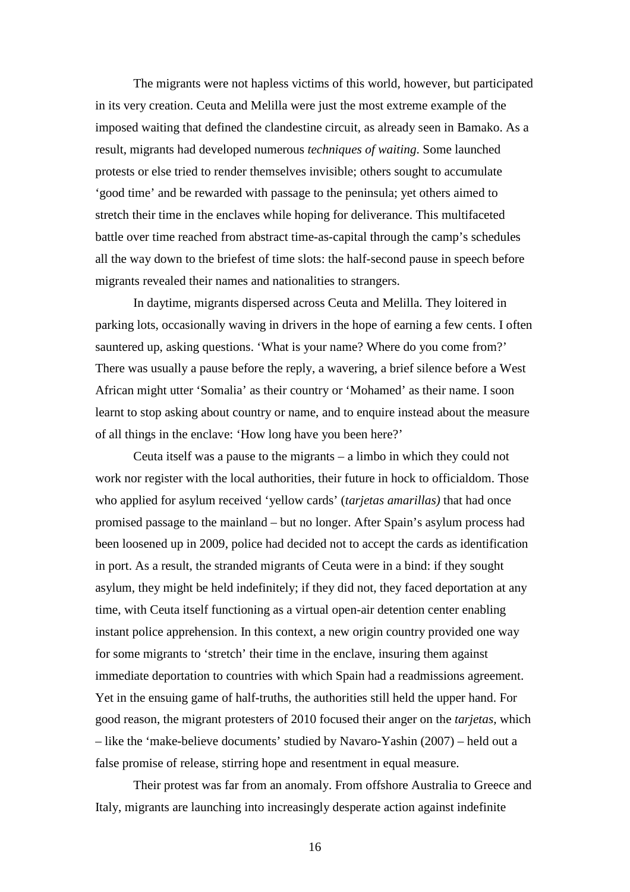The migrants were not hapless victims of this world, however, but participated in its very creation. Ceuta and Melilla were just the most extreme example of the imposed waiting that defined the clandestine circuit, as already seen in Bamako. As a result, migrants had developed numerous *techniques of waiting*. Some launched protests or else tried to render themselves invisible; others sought to accumulate 'good time' and be rewarded with passage to the peninsula; yet others aimed to stretch their time in the enclaves while hoping for deliverance. This multifaceted battle over time reached from abstract time-as-capital through the camp's schedules all the way down to the briefest of time slots: the half-second pause in speech before migrants revealed their names and nationalities to strangers.

In daytime, migrants dispersed across Ceuta and Melilla. They loitered in parking lots, occasionally waving in drivers in the hope of earning a few cents. I often sauntered up, asking questions. 'What is your name? Where do you come from?' There was usually a pause before the reply, a wavering, a brief silence before a West African might utter 'Somalia' as their country or 'Mohamed' as their name. I soon learnt to stop asking about country or name, and to enquire instead about the measure of all things in the enclave: 'How long have you been here?'

Ceuta itself was a pause to the migrants – a limbo in which they could not work nor register with the local authorities, their future in hock to officialdom. Those who applied for asylum received 'yellow cards' (*tarjetas amarillas)* that had once promised passage to the mainland – but no longer. After Spain's asylum process had been loosened up in 2009, police had decided not to accept the cards as identification in port. As a result, the stranded migrants of Ceuta were in a bind: if they sought asylum, they might be held indefinitely; if they did not, they faced deportation at any time, with Ceuta itself functioning as a virtual open-air detention center enabling instant police apprehension. In this context, a new origin country provided one way for some migrants to 'stretch' their time in the enclave, insuring them against immediate deportation to countries with which Spain had a readmissions agreement. Yet in the ensuing game of half-truths, the authorities still held the upper hand. For good reason, the migrant protesters of 2010 focused their anger on the *tarjetas,* which – like the 'make-believe documents' studied by Navaro-Yashin (2007) – held out a false promise of release, stirring hope and resentment in equal measure.

Their protest was far from an anomaly. From offshore Australia to Greece and Italy, migrants are launching into increasingly desperate action against indefinite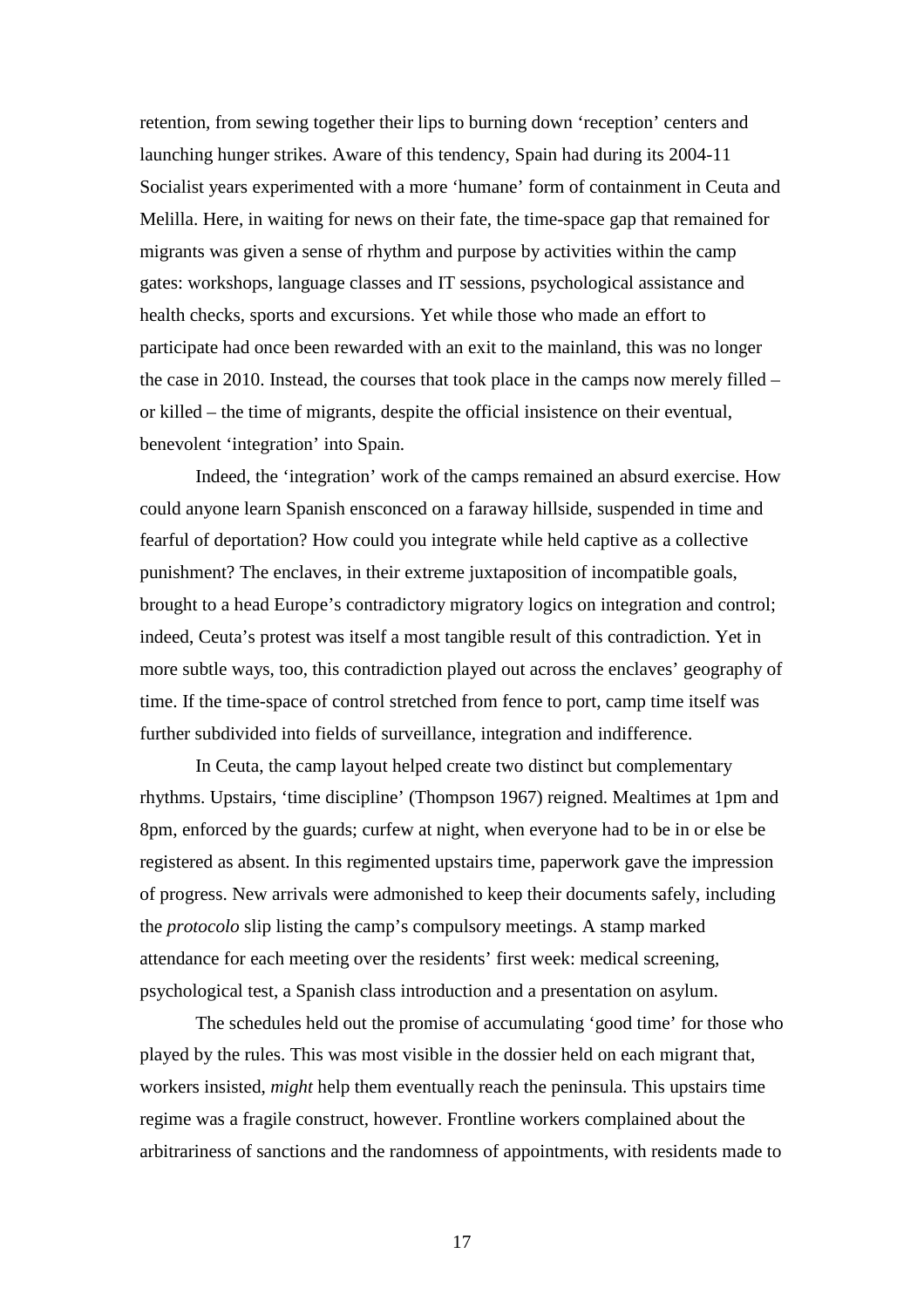retention, from sewing together their lips to burning down 'reception' centers and launching hunger strikes. Aware of this tendency, Spain had during its 2004-11 Socialist years experimented with a more 'humane' form of containment in Ceuta and Melilla. Here, in waiting for news on their fate, the time-space gap that remained for migrants was given a sense of rhythm and purpose by activities within the camp gates: workshops, language classes and IT sessions, psychological assistance and health checks, sports and excursions. Yet while those who made an effort to participate had once been rewarded with an exit to the mainland, this was no longer the case in 2010. Instead, the courses that took place in the camps now merely filled – or killed – the time of migrants, despite the official insistence on their eventual, benevolent 'integration' into Spain.

Indeed, the 'integration' work of the camps remained an absurd exercise. How could anyone learn Spanish ensconced on a faraway hillside, suspended in time and fearful of deportation? How could you integrate while held captive as a collective punishment? The enclaves, in their extreme juxtaposition of incompatible goals, brought to a head Europe's contradictory migratory logics on integration and control; indeed, Ceuta's protest was itself a most tangible result of this contradiction. Yet in more subtle ways, too, this contradiction played out across the enclaves' geography of time. If the time-space of control stretched from fence to port, camp time itself was further subdivided into fields of surveillance, integration and indifference.

In Ceuta, the camp layout helped create two distinct but complementary rhythms. Upstairs, 'time discipline' (Thompson 1967) reigned. Mealtimes at 1pm and 8pm, enforced by the guards; curfew at night, when everyone had to be in or else be registered as absent. In this regimented upstairs time, paperwork gave the impression of progress. New arrivals were admonished to keep their documents safely, including the *protocolo* slip listing the camp's compulsory meetings. A stamp marked attendance for each meeting over the residents' first week: medical screening, psychological test, a Spanish class introduction and a presentation on asylum.

The schedules held out the promise of accumulating 'good time' for those who played by the rules. This was most visible in the dossier held on each migrant that, workers insisted, *might* help them eventually reach the peninsula. This upstairs time regime was a fragile construct, however. Frontline workers complained about the arbitrariness of sanctions and the randomness of appointments, with residents made to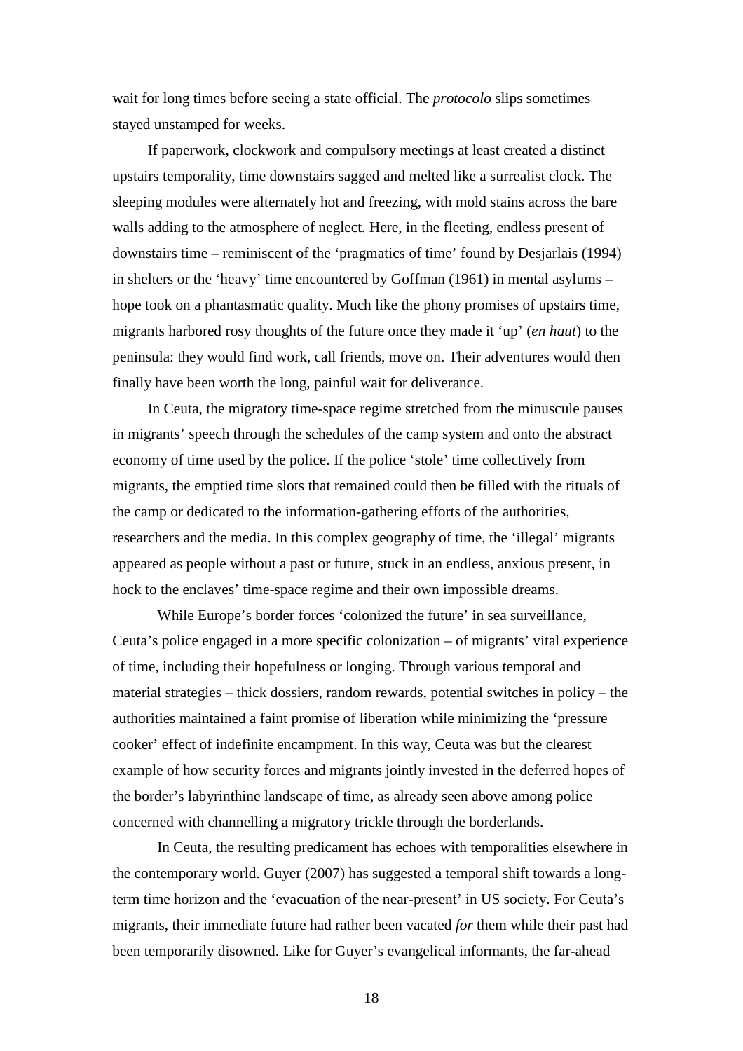wait for long times before seeing a state official. The *protocolo* slips sometimes stayed unstamped for weeks.

If paperwork, clockwork and compulsory meetings at least created a distinct upstairs temporality, time downstairs sagged and melted like a surrealist clock. The sleeping modules were alternately hot and freezing, with mold stains across the bare walls adding to the atmosphere of neglect. Here, in the fleeting, endless present of downstairs time – reminiscent of the 'pragmatics of time' found by Desjarlais (1994) in shelters or the 'heavy' time encountered by Goffman (1961) in mental asylums – hope took on a phantasmatic quality. Much like the phony promises of upstairs time, migrants harbored rosy thoughts of the future once they made it 'up' (*en haut*) to the peninsula: they would find work, call friends, move on. Their adventures would then finally have been worth the long, painful wait for deliverance.

In Ceuta, the migratory time-space regime stretched from the minuscule pauses in migrants' speech through the schedules of the camp system and onto the abstract economy of time used by the police. If the police 'stole' time collectively from migrants, the emptied time slots that remained could then be filled with the rituals of the camp or dedicated to the information-gathering efforts of the authorities, researchers and the media. In this complex geography of time, the 'illegal' migrants appeared as people without a past or future, stuck in an endless, anxious present, in hock to the enclaves' time-space regime and their own impossible dreams.

While Europe's border forces 'colonized the future' in sea surveillance, Ceuta's police engaged in a more specific colonization – of migrants' vital experience of time, including their hopefulness or longing. Through various temporal and material strategies – thick dossiers, random rewards, potential switches in policy – the authorities maintained a faint promise of liberation while minimizing the 'pressure cooker' effect of indefinite encampment. In this way, Ceuta was but the clearest example of how security forces and migrants jointly invested in the deferred hopes of the border's labyrinthine landscape of time, as already seen above among police concerned with channelling a migratory trickle through the borderlands.

In Ceuta, the resulting predicament has echoes with temporalities elsewhere in the contemporary world. Guyer (2007) has suggested a temporal shift towards a long-term time horizon and the 'evacuation of the near-present' in US society. For Ceuta's migrants, their immediate future had rather been vacated *for* them while their past had been temporarily disowned. Like for Guyer's evangelical informants, the far-ahead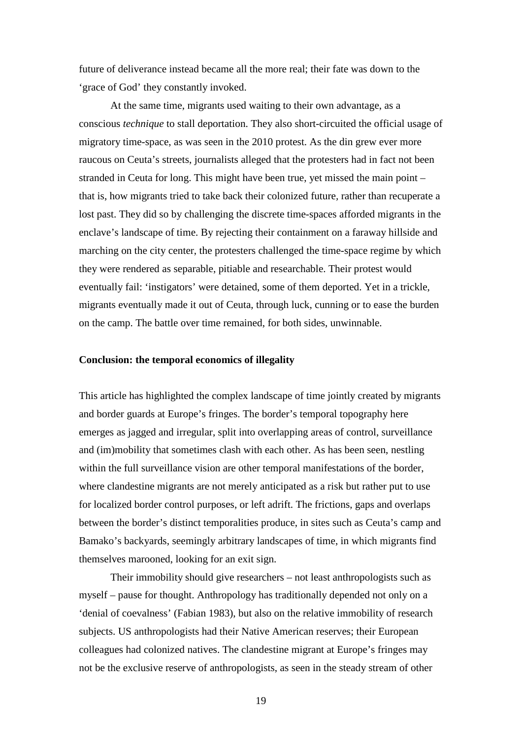future of deliverance instead became all the more real; their fate was down to the 'grace of God' they constantly invoked.

At the same time, migrants used waiting to their own advantage, as a conscious *technique* to stall deportation. They also short-circuited the official usage of migratory time-space, as was seen in the 2010 protest. As the din grew ever more raucous on Ceuta's streets, journalists alleged that the protesters had in fact not been stranded in Ceuta for long. This might have been true, yet missed the main point – that is, how migrants tried to take back their colonized future, rather than recuperate a lost past. They did so by challenging the discrete time-spaces afforded migrants in the enclave's landscape of time. By rejecting their containment on a faraway hillside and marching on the city center, the protesters challenged the time-space regime by which they were rendered as separable, pitiable and researchable. Their protest would eventually fail: 'instigators' were detained, some of them deported. Yet in a trickle, migrants eventually made it out of Ceuta, through luck, cunning or to ease the burden on the camp. The battle over time remained, for both sides, unwinnable.

**Conclusion: the temporal economics of illegality**

This article has highlighted the complex landscape of time jointly created by migrants and border guards at Europe's fringes. The border's temporal topography here emerges as jagged and irregular, split into overlapping areas of control, surveillance and (im)mobility that sometimes clash with each other. As has been seen, nestling within the full surveillance vision are other temporal manifestations of the border, where clandestine migrants are not merely anticipated as a risk but rather put to use for localized border control purposes, or left adrift. The frictions, gaps and overlaps between the border's distinct temporalities produce, in sites such as Ceuta's camp and Bamako's backyards, seemingly arbitrary landscapes of time, in which migrants find themselves marooned, looking for an exit sign.

Their immobility should give researchers – not least anthropologists such as myself – pause for thought. Anthropology has traditionally depended not only on a 'denial of coevalness' (Fabian 1983), but also on the relative immobility of research subjects. US anthropologists had their Native American reserves; their European colleagues had colonized natives. The clandestine migrant at Europe's fringes may not be the exclusive reserve of anthropologists, as seen in the steady stream of other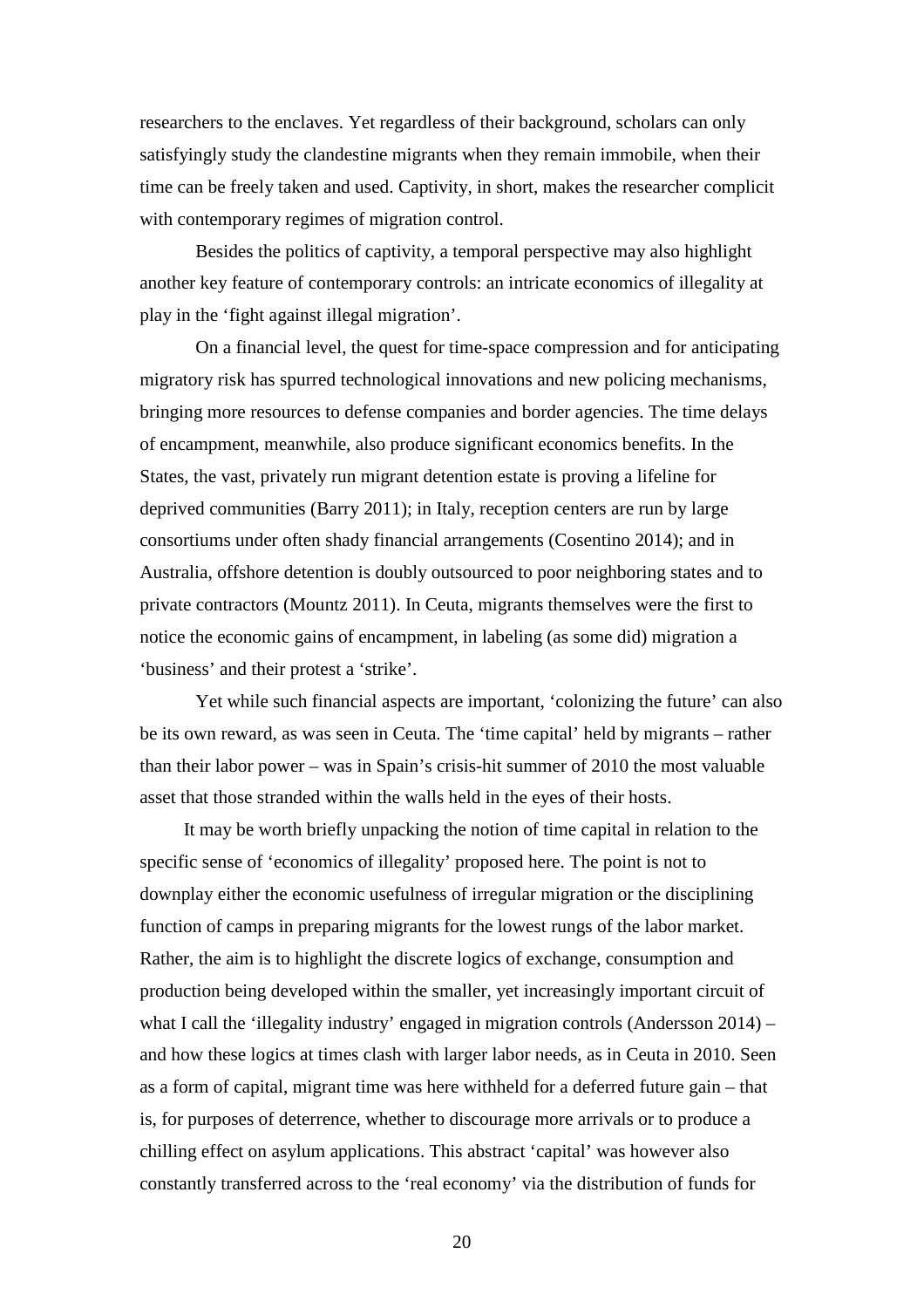researchers to the enclaves. Yet regardless of their background, scholars can only satisfyingly study the clandestine migrants when they remain immobile, when their time can be freely taken and used. Captivity, in short, makes the researcher complicit with contemporary regimes of migration control.

Besides the politics of captivity, a temporal perspective may also highlight another key feature of contemporary controls: an intricate economics of illegality at play in the 'fight against illegal migration'.

On a financial level, the quest for time-space compression and for anticipating migratory risk has spurred technological innovations and new policing mechanisms, bringing more resources to defense companies and border agencies. The time delays of encampment, meanwhile, also produce significant economics benefits. In the States, the vast, privately run migrant detention estate is proving a lifeline for deprived communities (Barry 2011); in Italy, reception centers are run by large consortiums under often shady financial arrangements (Cosentino 2014); and in Australia, offshore detention is doubly outsourced to poor neighboring states and to private contractors (Mountz 2011). In Ceuta, migrants themselves were the first to notice the economic gains of encampment, in labeling (as some did) migration a 'business' and their protest a 'strike'.

Yet while such financial aspects are important, 'colonizing the future' can also be its own reward, as was seen in Ceuta. The 'time capital' held by migrants – rather than their labor power – was in Spain's crisis-hit summer of 2010 the most valuable asset that those stranded within the walls held in the eyes of their hosts.

It may be worth briefly unpacking the notion of time capital in relation to the specific sense of 'economics of illegality' proposed here. The point is not to downplay either the economic usefulness of irregular migration or the disciplining function of camps in preparing migrants for the lowest rungs of the labor market. Rather, the aim is to highlight the discrete logics of exchange, consumption and production being developed within the smaller, yet increasingly important circuit of what I call the 'illegality industry' engaged in migration controls (Andersson 2014) – and how these logics at times clash with larger labor needs, as in Ceuta in 2010. Seen as a form of capital, migrant time was here withheld for a deferred future gain – that is, for purposes of deterrence, whether to discourage more arrivals or to produce a chilling effect on asylum applications. This abstract 'capital' was however also constantly transferred across to the 'real economy' via the distribution of funds for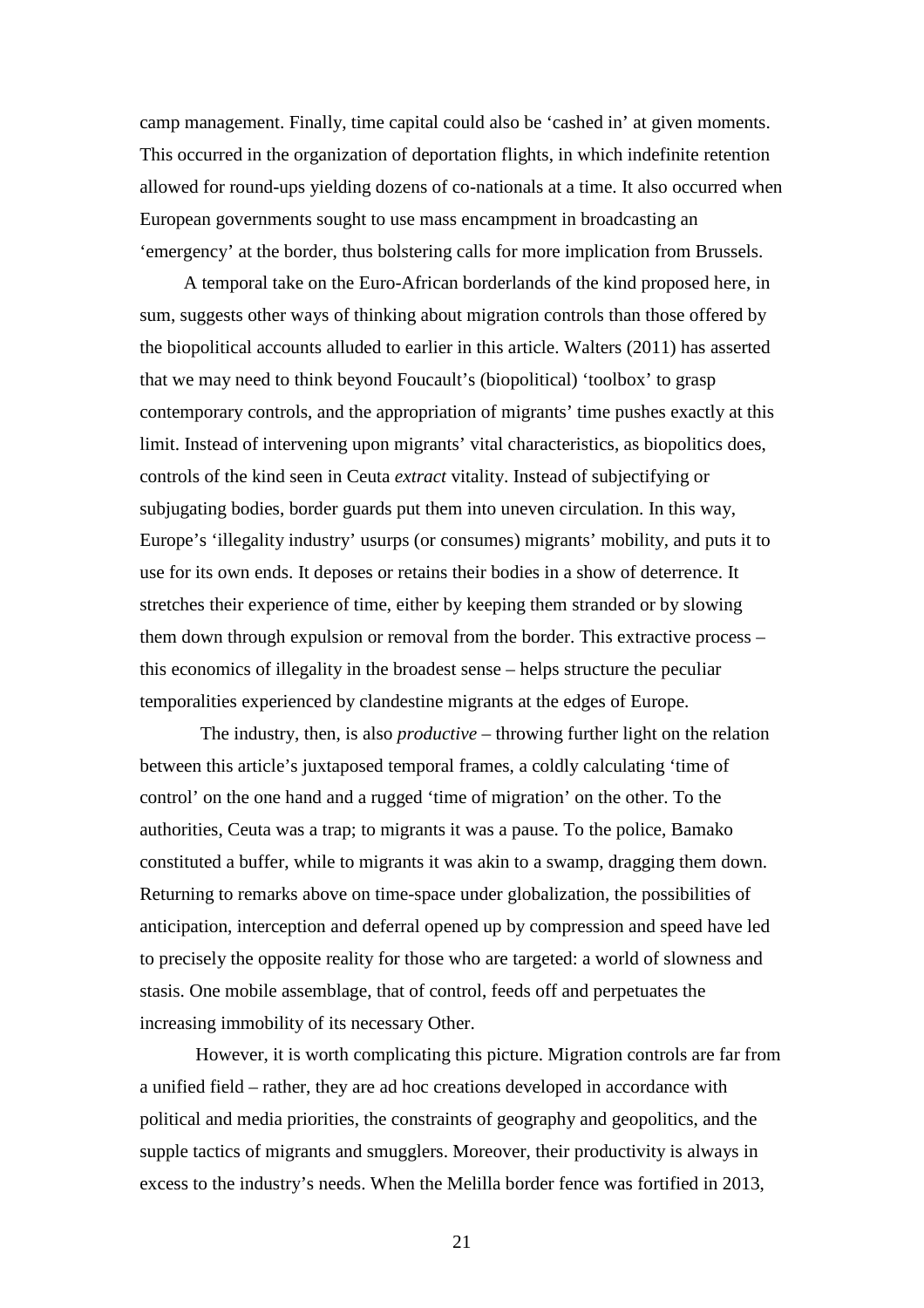camp management. Finally, time capital could also be 'cashed in' at given moments. This occurred in the organization of deportation flights, in which indefinite retention allowed for round-ups yielding dozens of co-nationals at a time. It also occurred when European governments sought to use mass encampment in broadcasting an 'emergency' at the border, thus bolstering calls for more implication from Brussels.

A temporal take on the Euro-African borderlands of the kind proposed here, in sum, suggests other ways of thinking about migration controls than those offered by the biopolitical accounts alluded to earlier in this article. Walters (2011) has asserted that we may need to think beyond Foucault's (biopolitical) 'toolbox' to grasp contemporary controls, and the appropriation of migrants' time pushes exactly at this limit. Instead of intervening upon migrants' vital characteristics, as biopolitics does, controls of the kind seen in Ceuta *extract* vitality. Instead of subjectifying or subjugating bodies, border guards put them into uneven circulation. In this way, Europe's 'illegality industry' usurps (or consumes) migrants' mobility, and puts it to use for its own ends. It deposes or retains their bodies in a show of deterrence. It stretches their experience of time, either by keeping them stranded or by slowing them down through expulsion or removal from the border. This extractive process – this economics of illegality in the broadest sense – helps structure the peculiar temporalities experienced by clandestine migrants at the edges of Europe.

The industry, then, is also *productive* – throwing further light on the relation between this article's juxtaposed temporal frames, a coldly calculating 'time of control' on the one hand and a rugged 'time of migration' on the other. To the authorities, Ceuta was a trap; to migrants it was a pause. To the police, Bamako constituted a buffer, while to migrants it was akin to a swamp, dragging them down. Returning to remarks above on time-space under globalization, the possibilities of anticipation, interception and deferral opened up by compression and speed have led to precisely the opposite reality for those who are targeted: a world of slowness and stasis. One mobile assemblage, that of control, feeds off and perpetuates the increasing immobility of its necessary Other.

However, it is worth complicating this picture. Migration controls are far from a unified field – rather, they are ad hoc creations developed in accordance with political and media priorities, the constraints of geography and geopolitics, and the supple tactics of migrants and smugglers. Moreover, their productivity is always in excess to the industry's needs. When the Melilla border fence was fortified in 2013,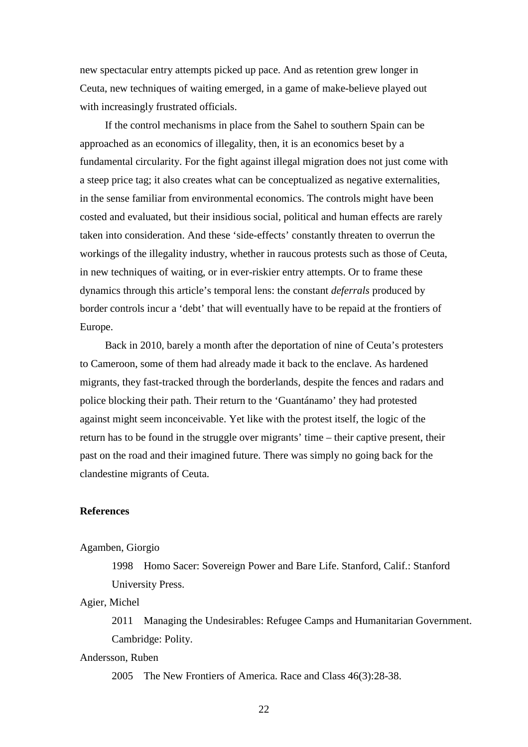new spectacular entry attempts picked up pace. And as retention grew longer in Ceuta, new techniques of waiting emerged, in a game of make-believe played out with increasingly frustrated officials.

If the control mechanisms in place from the Sahel to southern Spain can be approached as an economics of illegality, then, it is an economics beset by a fundamental circularity. For the fight against illegal migration does not just come with a steep price tag; it also creates what can be conceptualized as negative externalities, in the sense familiar from environmental economics. The controls might have been costed and evaluated, but their insidious social, political and human effects are rarely taken into consideration. And these 'side-effects' constantly threaten to overrun the workings of the illegality industry, whether in raucous protests such as those of Ceuta, in new techniques of waiting, or in ever-riskier entry attempts. Or to frame these dynamics through this article's temporal lens: the constant *deferrals* produced by border controls incur a 'debt' that will eventually have to be repaid at the frontiers of Europe.

Back in 2010, barely a month after the deportation of nine of Ceuta's protesters to Cameroon, some of them had already made it back to the enclave. As hardened migrants, they fast-tracked through the borderlands, despite the fences and radars and police blocking their path. Their return to the 'Guantánamo' they had protested against might seem inconceivable. Yet like with the protest itself, the logic of the return has to be found in the struggle over migrants' time – their captive present, their past on the road and their imagined future. There was simply no going back for the clandestine migrants of Ceuta.

**References**

Agamben, Giorgio

1998 Homo Sacer: Sovereign Power and Bare Life. Stanford, Calif.: Stanford University Press.

Agier, Michel

2011 Managing the Undesirables: Refugee Camps and Humanitarian Government. Cambridge: Polity.

Andersson, Ruben

2005 The New Frontiers of America. Race and Class 46(3):28-38.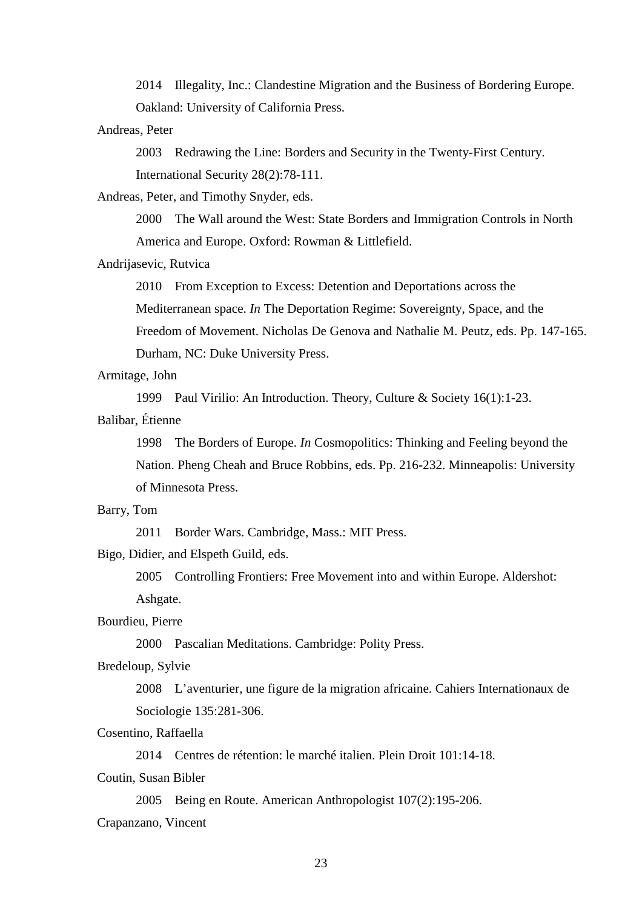2014 Illegality, Inc.: Clandestine Migration and the Business of Bordering Europe. Oakland: University of California Press.

Andreas, Peter

2003 Redrawing the Line: Borders and Security in the Twenty-First Century. International Security 28(2):78-111.

Andreas, Peter, and Timothy Snyder, eds.

2000 The Wall around the West: State Borders and Immigration Controls in North America and Europe. Oxford: Rowman & Littlefield.

Andrijasevic, Rutvica

2010 From Exception to Excess: Detention and Deportations across the Mediterranean space. *In* The Deportation Regime: Sovereignty, Space, and the Freedom of Movement. Nicholas De Genova and Nathalie M. Peutz, eds. Pp. 147-165. Durham, NC: Duke University Press.

Armitage, John

1999 Paul Virilio: An Introduction. Theory, Culture & Society 16(1):1-23.

Balibar, Étienne

1998 The Borders of Europe. *In* Cosmopolitics: Thinking and Feeling beyond the Nation. Pheng Cheah and Bruce Robbins, eds. Pp. 216-232. Minneapolis: University of Minnesota Press.

Barry, Tom

2011 Border Wars. Cambridge, Mass.: MIT Press.

Bigo, Didier, and Elspeth Guild, eds.

2005 Controlling Frontiers: Free Movement into and within Europe. Aldershot: Ashgate.

Bourdieu, Pierre

2000 Pascalian Meditations. Cambridge: Polity Press.

Bredeloup, Sylvie

2008 L'aventurier, une figure de la migration africaine. Cahiers Internationaux de Sociologie 135:281-306.

Cosentino, Raffaella

2014 Centres de rétention: le marché italien. Plein Droit 101:14-18.

Coutin, Susan Bibler

2005 Being en Route. American Anthropologist 107(2):195-206.

Crapanzano, Vincent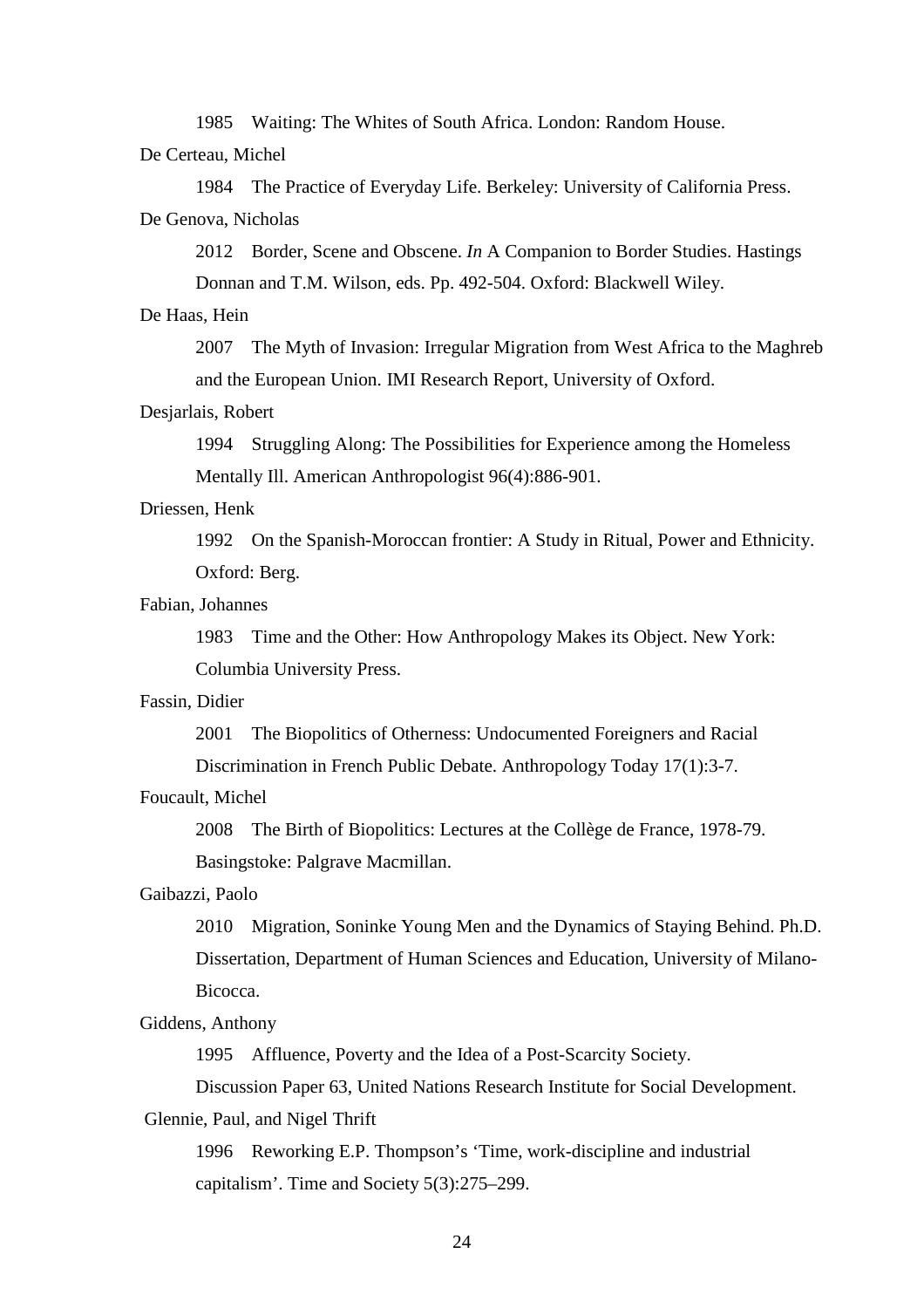1985 Waiting: The Whites of South Africa. London: Random House.

De Certeau, Michel

1984 The Practice of Everyday Life. Berkeley: University of California Press.

De Genova, Nicholas

2012 Border, Scene and Obscene. *In* A Companion to Border Studies. Hastings Donnan and T.M. Wilson, eds. Pp. 492-504. Oxford: Blackwell Wiley.

De Haas, Hein

2007 The Myth of Invasion: Irregular Migration from West Africa to the Maghreb and the European Union. IMI Research Report, University of Oxford.

Desjarlais, Robert

1994 Struggling Along: The Possibilities for Experience among the Homeless Mentally Ill. American Anthropologist 96(4):886-901.

Driessen, Henk

1992 On the Spanish-Moroccan frontier: A Study in Ritual, Power and Ethnicity. Oxford: Berg.

Fabian, Johannes

1983 Time and the Other: How Anthropology Makes its Object. New York: Columbia University Press.

Fassin, Didier

2001 The Biopolitics of Otherness: Undocumented Foreigners and Racial Discrimination in French Public Debate. Anthropology Today 17(1):3-7.

Foucault, Michel

2008 The Birth of Biopolitics: Lectures at the Collège de France, 1978-79. Basingstoke: Palgrave Macmillan.

Gaibazzi, Paolo

2010 Migration, Soninke Young Men and the Dynamics of Staying Behind. Ph.D. Dissertation, Department of Human Sciences and Education, University of Milano-Bicocca.

Giddens, Anthony

1995 Affluence, Poverty and the Idea of a Post-Scarcity Society. Discussion Paper 63, United Nations Research Institute for Social Development.

Glennie, Paul, and Nigel Thrift

1996 Reworking E.P. Thompson's 'Time, work-discipline and industrial capitalism'. Time and Society 5(3):275–299.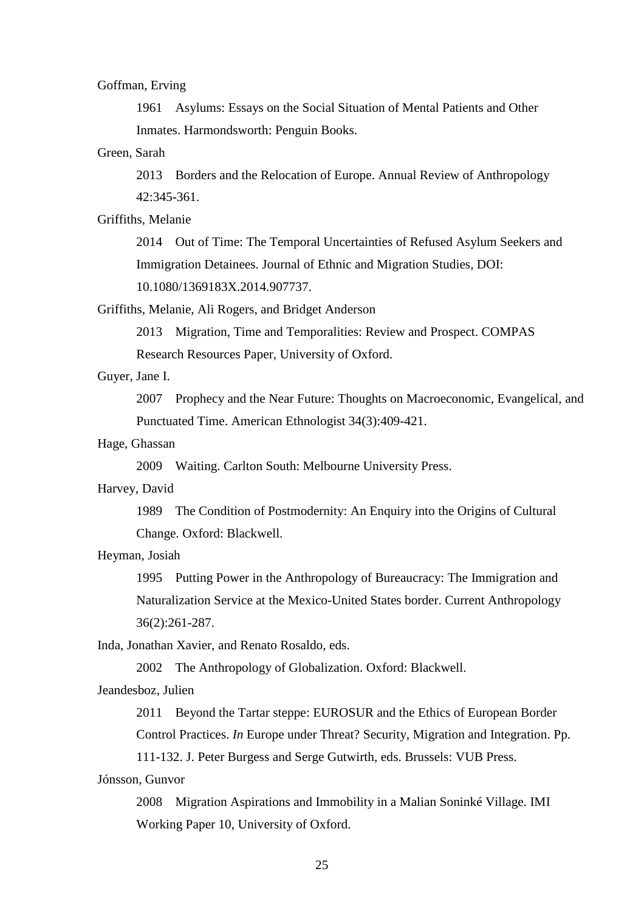Goffman, Erving

1961 Asylums: Essays on the Social Situation of Mental Patients and Other Inmates. Harmondsworth: Penguin Books.

Green, Sarah

2013 Borders and the Relocation of Europe. Annual Review of Anthropology 42:345-361.

Griffiths, Melanie

2014 Out of Time: The Temporal Uncertainties of Refused Asylum Seekers and Immigration Detainees. Journal of Ethnic and Migration Studies, DOI: 10.1080/1369183X.2014.907737.

Griffiths, Melanie, Ali Rogers, and Bridget Anderson

2013 Migration, Time and Temporalities: Review and Prospect. COMPAS Research Resources Paper, University of Oxford.

Guyer, Jane I.

2007 Prophecy and the Near Future: Thoughts on Macroeconomic, Evangelical, and Punctuated Time. American Ethnologist 34(3):409-421.

Hage, Ghassan

2009 Waiting. Carlton South: Melbourne University Press.

Harvey, David

1989 The Condition of Postmodernity: An Enquiry into the Origins of Cultural Change. Oxford: Blackwell.

Heyman, Josiah

1995 Putting Power in the Anthropology of Bureaucracy: The Immigration and Naturalization Service at the Mexico-United States border. Current Anthropology 36(2):261-287.

Inda, Jonathan Xavier, and Renato Rosaldo, eds.

2002 The Anthropology of Globalization. Oxford: Blackwell.

Jeandesboz, Julien

2011 Beyond the Tartar steppe: EUROSUR and the Ethics of European Border Control Practices. *In* Europe under Threat? Security, Migration and Integration. Pp. 111-132. J. Peter Burgess and Serge Gutwirth, eds. Brussels: VUB Press.

Jónsson, Gunvor

2008 Migration Aspirations and Immobility in a Malian Soninké Village. IMI Working Paper 10, University of Oxford.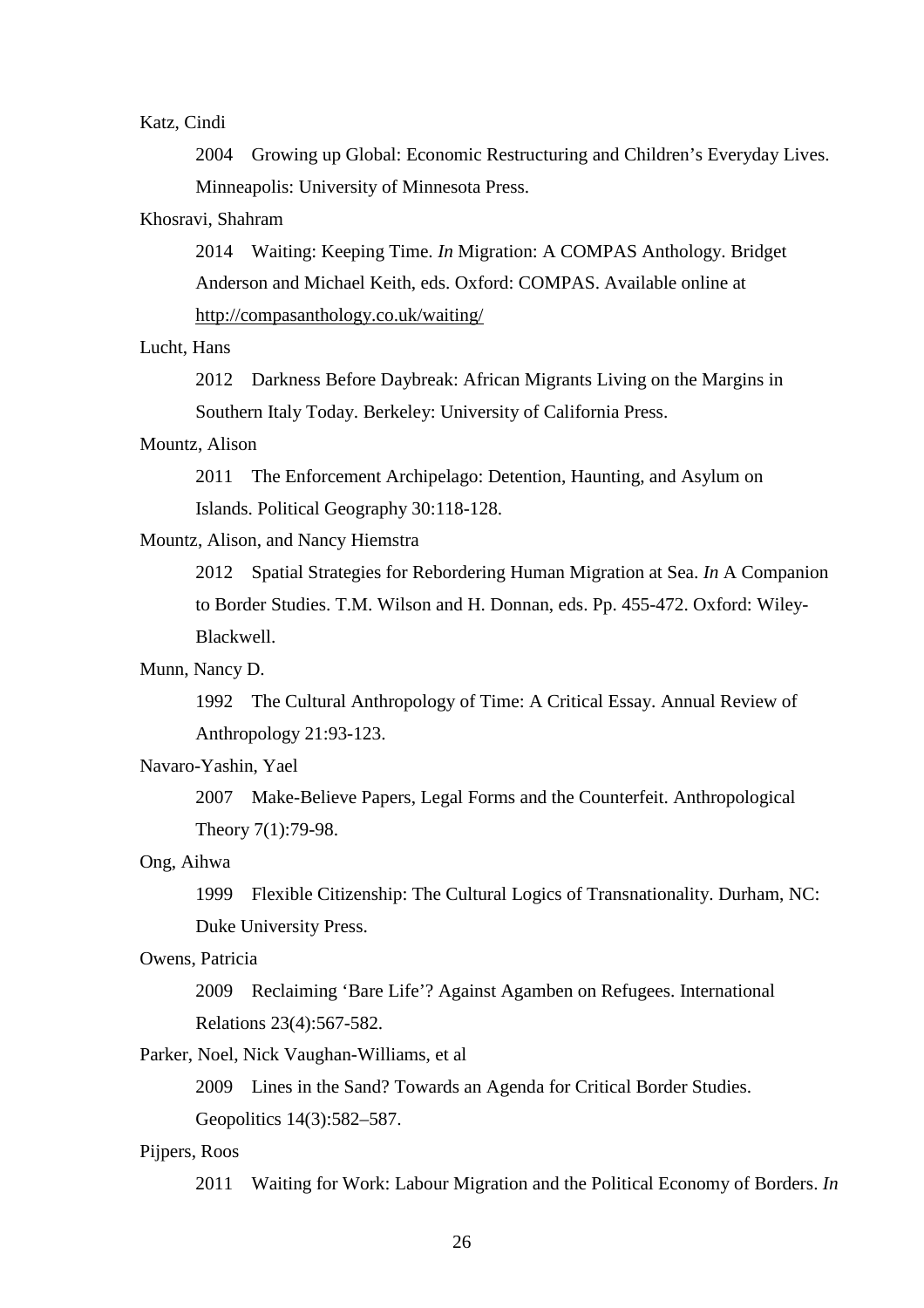Katz, Cindi

2004 Growing up Global: Economic Restructuring and Children's Everyday Lives. Minneapolis: University of Minnesota Press.

Khosravi, Shahram

2014 Waiting: Keeping Time. *In* Migration: A COMPAS Anthology. Bridget Anderson and Michael Keith, eds. Oxford: COMPAS. Available online at http://compasanthology.co.uk/waiting/

Lucht, Hans

2012 Darkness Before Daybreak: African Migrants Living on the Margins in Southern Italy Today. Berkeley: University of California Press.

Mountz, Alison

2011 The Enforcement Archipelago: Detention, Haunting, and Asylum on Islands. Political Geography 30:118-128.

Mountz, Alison, and Nancy Hiemstra

2012 Spatial Strategies for Rebordering Human Migration at Sea. *In* A Companion to Border Studies. T.M. Wilson and H. Donnan, eds. Pp. 455-472. Oxford: Wiley-Blackwell.

Munn, Nancy D.

1992 The Cultural Anthropology of Time: A Critical Essay. Annual Review of Anthropology 21:93-123.

Navaro-Yashin, Yael

2007 Make-Believe Papers, Legal Forms and the Counterfeit. Anthropological Theory 7(1):79-98.

Ong, Aihwa

1999 Flexible Citizenship: The Cultural Logics of Transnationality. Durham, NC: Duke University Press.

Owens, Patricia

2009 Reclaiming 'Bare Life'? Against Agamben on Refugees. International Relations 23(4):567-582.

Parker, Noel, Nick Vaughan-Williams, et al

2009 Lines in the Sand? Towards an Agenda for Critical Border Studies. Geopolitics 14(3):582–587.

Pijpers, Roos

2011 Waiting for Work: Labour Migration and the Political Economy of Borders. *In*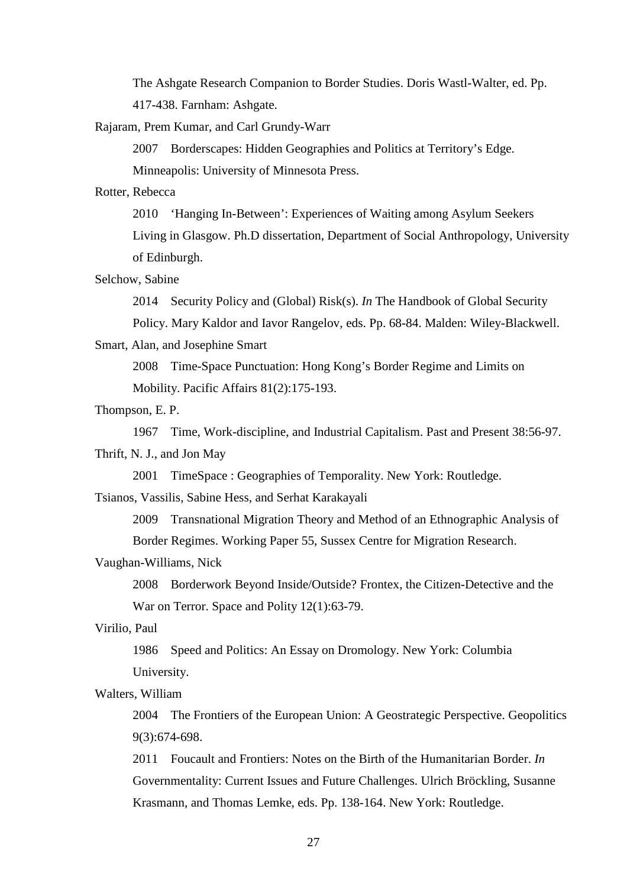The Ashgate Research Companion to Border Studies. Doris Wastl-Walter, ed. Pp. 417-438. Farnham: Ashgate.

Rajaram, Prem Kumar, and Carl Grundy-Warr

2007 Borderscapes: Hidden Geographies and Politics at Territory's Edge. Minneapolis: University of Minnesota Press.

Rotter, Rebecca

2010 'Hanging In-Between': Experiences of Waiting among Asylum Seekers Living in Glasgow. Ph.D dissertation, Department of Social Anthropology, University of Edinburgh.

Selchow, Sabine

2014 Security Policy and (Global) Risk(s). *In* The Handbook of Global Security Policy. Mary Kaldor and Iavor Rangelov, eds. Pp. 68-84. Malden: Wiley-Blackwell.

Smart, Alan, and Josephine Smart

2008 Time-Space Punctuation: Hong Kong's Border Regime and Limits on Mobility. Pacific Affairs 81(2):175-193.

Thompson, E. P.

1967 Time, Work-discipline, and Industrial Capitalism. Past and Present 38:56-97.

Thrift, N. J., and Jon May

2001 TimeSpace : Geographies of Temporality. New York: Routledge.

Tsianos, Vassilis, Sabine Hess, and Serhat Karakayali

2009 Transnational Migration Theory and Method of an Ethnographic Analysis of Border Regimes. Working Paper 55, Sussex Centre for Migration Research.

Vaughan-Williams, Nick

2008 Borderwork Beyond Inside/Outside? Frontex, the Citizen-Detective and the War on Terror. Space and Polity 12(1):63-79.

Virilio, Paul

1986 Speed and Politics: An Essay on Dromology. New York: Columbia University.

Walters, William

2004 The Frontiers of the European Union: A Geostrategic Perspective. Geopolitics 9(3):674-698.

2011 Foucault and Frontiers: Notes on the Birth of the Humanitarian Border. *In* Governmentality: Current Issues and Future Challenges. Ulrich Bröckling, Susanne Krasmann, and Thomas Lemke, eds. Pp. 138-164. New York: Routledge.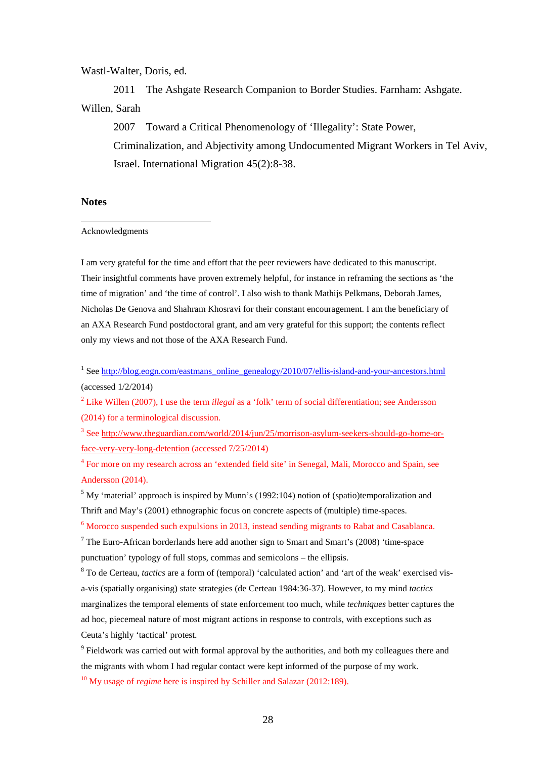Wastl-Walter, Doris, ed.

2011 The Ashgate Research Companion to Border Studies. Farnham: Ashgate.

Willen, Sarah

2007 Toward a Critical Phenomenology of 'Illegality': State Power, Criminalization, and Abjectivity among Undocumented Migrant Workers in Tel Aviv, Israel. International Migration 45(2):8-38.

## Notes

Acknowledgments

I am very grateful for the time and effort that the peer reviewers have dedicated to this manuscript. Their insightful comments have proven extremely helpful, for instance in reframing the sections as 'the time of migration' and 'the time of control'. I also wish to thank Mathijs Pelkmans, Deborah James, Nicholas De Genova and Shahram Khosravi for their constant encouragement. I am the beneficiary of an AXA Research Fund postdoctoral grant, and am very grateful for this support; the contents reflect only my views and not those of the AXA Research Fund.

[1] See http://blog.eogn.com/eastmans_online_genealogy/2010/07/ellis-island-and-your-ancestors.html (accessed 1/2/2014)

[2] Like Willen (2007), I use the term *illegal* as a 'folk' term of social differentiation; see Andersson (2014) for a terminological discussion.

[3] See http://www.theguardian.com/world/2014/jun/25/morrison-asylum-seekers-should-go-home-or-face-very-very-long-detention (accessed 7/25/2014)

[4] For more on my research across an 'extended field site' in Senegal, Mali, Morocco and Spain, see Andersson (2014).

[5] My 'material' approach is inspired by Munn's (1992:104) notion of (spatio)temporalization and Thrift and May's (2001) ethnographic focus on concrete aspects of (multiple) time-spaces.

[6] Morocco suspended such expulsions in 2013, instead sending migrants to Rabat and Casablanca.

[7] The Euro-African borderlands here add another sign to Smart and Smart's (2008) 'time-space punctuation' typology of full stops, commas and semicolons – the ellipsis.

[8] To de Certeau, *tactics* are a form of (temporal) 'calculated action' and 'art of the weak' exercised vis-a-vis (spatially organising) state strategies (de Certeau 1984:36-37). However, to my mind *tactics* marginalizes the temporal elements of state enforcement too much, while *techniques* better captures the ad hoc, piecemeal nature of most migrant actions in response to controls, with exceptions such as Ceuta's highly 'tactical' protest.

[9] Fieldwork was carried out with formal approval by the authorities, and both my colleagues there and the migrants with whom I had regular contact were kept informed of the purpose of my work.

[10] My usage of *regime* here is inspired by Schiller and Salazar (2012:189).